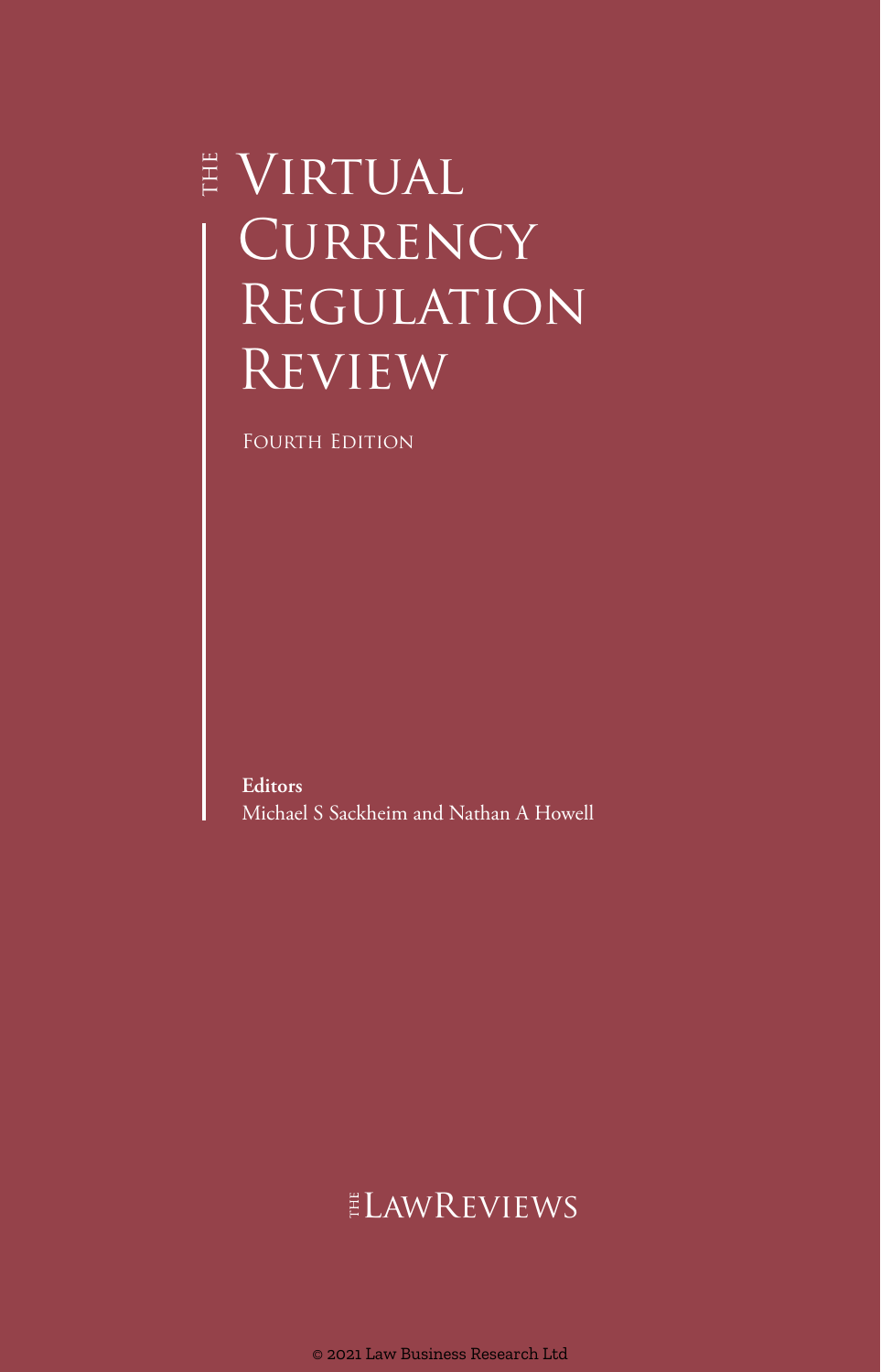# THE Virtual Currency Regulation Review

Fourth Edition

**Editors**
Michael S Sackheim and Nathan A Howell

THE LAWREVIEWS

© 2021 Law Business Research Ltd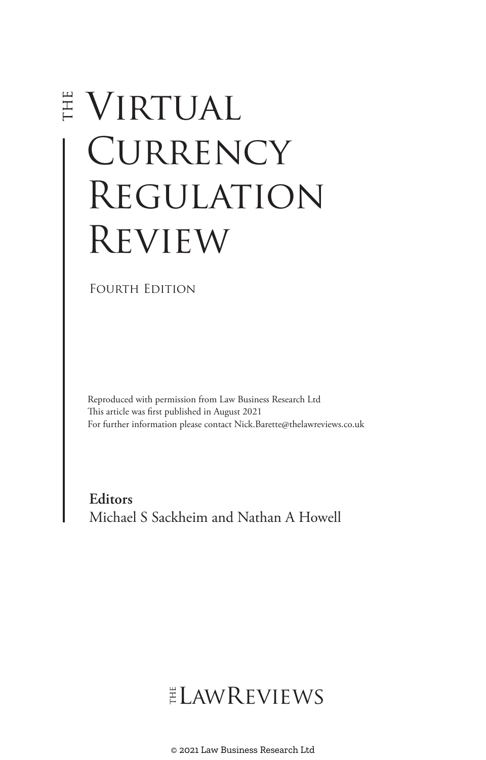# The Virtual Currency Regulation Review

Fourth Edition

Reproduced with permission from Law Business Research Ltd
This article was first published in August 2021
For further information please contact Nick.Barette@thelawreviews.co.uk

**Editors**
Michael S Sackheim and Nathan A Howell

The Law Reviews

© 2021 Law Business Research Ltd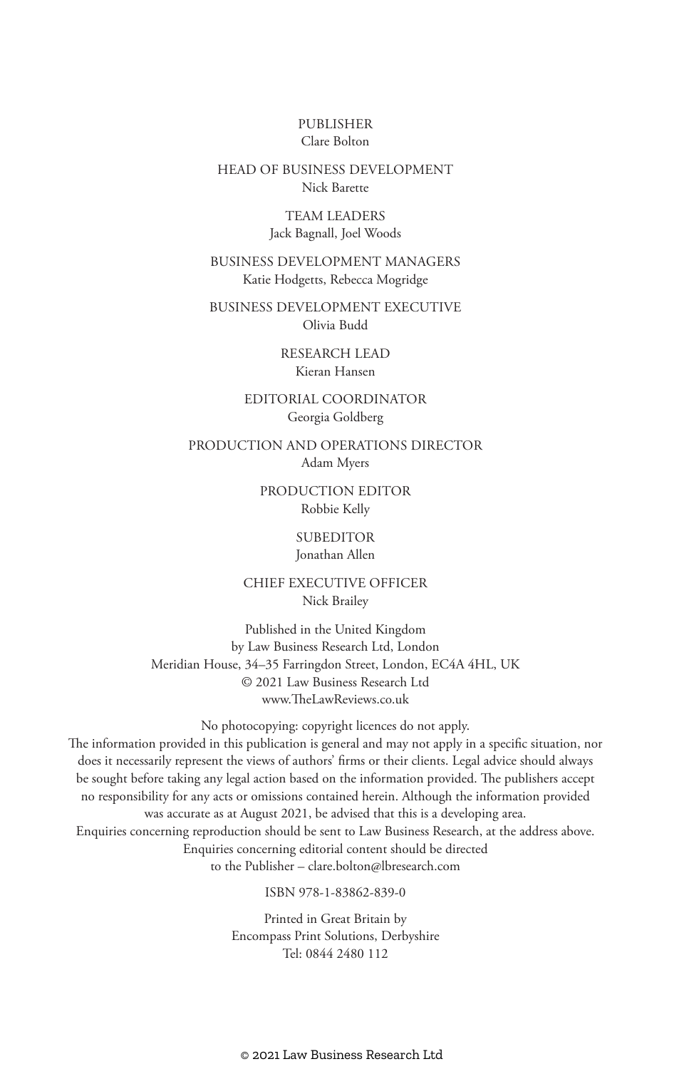PUBLISHER
Clare Bolton

HEAD OF BUSINESS DEVELOPMENT
Nick Barette

TEAM LEADERS
Jack Bagnall, Joel Woods

BUSINESS DEVELOPMENT MANAGERS
Katie Hodgetts, Rebecca Mogridge

BUSINESS DEVELOPMENT EXECUTIVE
Olivia Budd

RESEARCH LEAD
Kieran Hansen

EDITORIAL COORDINATOR
Georgia Goldberg

PRODUCTION AND OPERATIONS DIRECTOR
Adam Myers

PRODUCTION EDITOR
Robbie Kelly

SUBEDITOR
Jonathan Allen

CHIEF EXECUTIVE OFFICER
Nick Brailey

Published in the United Kingdom
by Law Business Research Ltd, London
Meridian House, 34–35 Farringdon Street, London, EC4A 4HL, UK
© 2021 Law Business Research Ltd
www.TheLawReviews.co.uk

No photocopying: copyright licences do not apply.
The information provided in this publication is general and may not apply in a specific situation, nor does it necessarily represent the views of authors' firms or their clients. Legal advice should always be sought before taking any legal action based on the information provided. The publishers accept no responsibility for any acts or omissions contained herein. Although the information provided was accurate as at August 2021, be advised that this is a developing area.
Enquiries concerning reproduction should be sent to Law Business Research, at the address above.
Enquiries concerning editorial content should be directed
to the Publisher – clare.bolton@lbresearch.com

ISBN 978-1-83862-839-0

Printed in Great Britain by
Encompass Print Solutions, Derbyshire
Tel: 0844 2480 112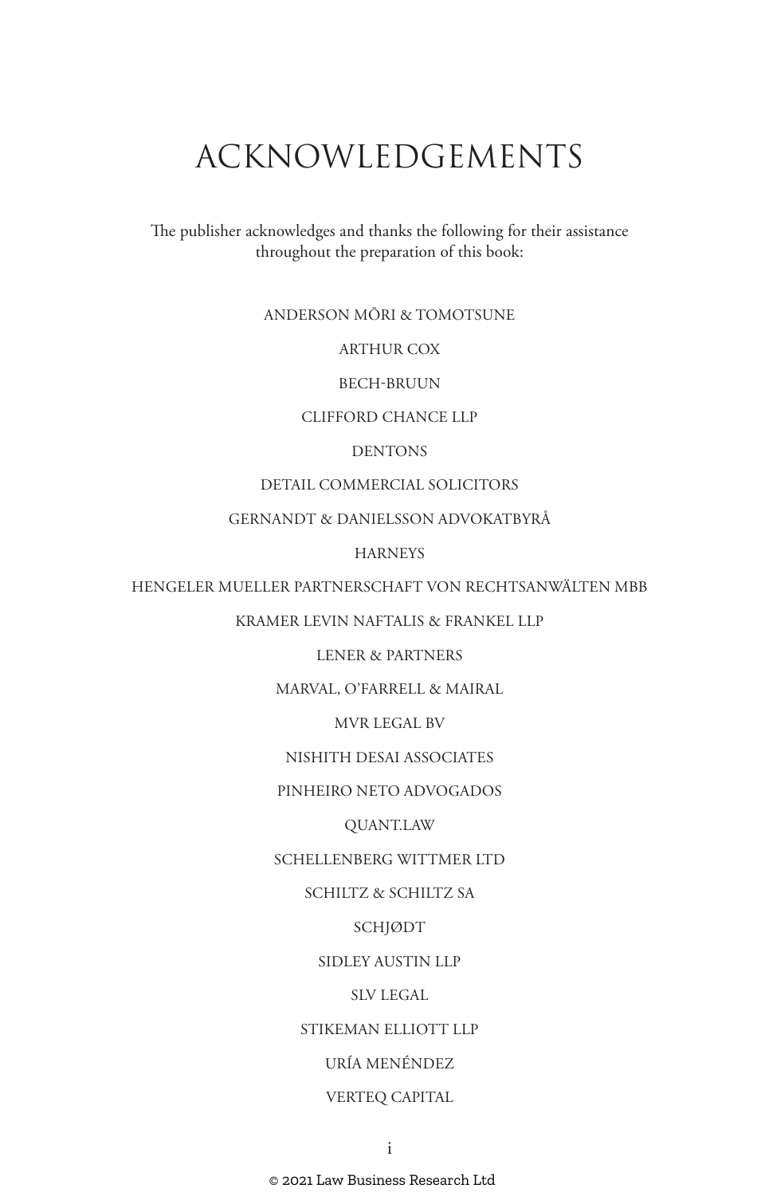# ACKNOWLEDGEMENTS

The publisher acknowledges and thanks the following for their assistance throughout the preparation of this book:

ANDERSON MŌRI & TOMOTSUNE

ARTHUR COX

BECH-BRUUN

CLIFFORD CHANCE LLP

DENTONS

DETAIL COMMERCIAL SOLICITORS

GERNANDT & DANIELSSON ADVOKATBYRÅ

HARNEYS

HENGELER MUELLER PARTNERSCHAFT VON RECHTSANWÄLTEN MBB

KRAMER LEVIN NAFTALIS & FRANKEL LLP

LENER & PARTNERS

MARVAL, O'FARRELL & MAIRAL

MVR LEGAL BV

NISHITH DESAI ASSOCIATES

PINHEIRO NETO ADVOGADOS

QUANT.LAW

SCHELLENBERG WITTMER LTD

SCHILTZ & SCHILTZ SA

SCHJØDT

SIDLEY AUSTIN LLP

SLV LEGAL

STIKEMAN ELLIOTT LLP

URÍA MENÉNDEZ

VERTEQ CAPITAL

© 2021 Law Business Research Ltd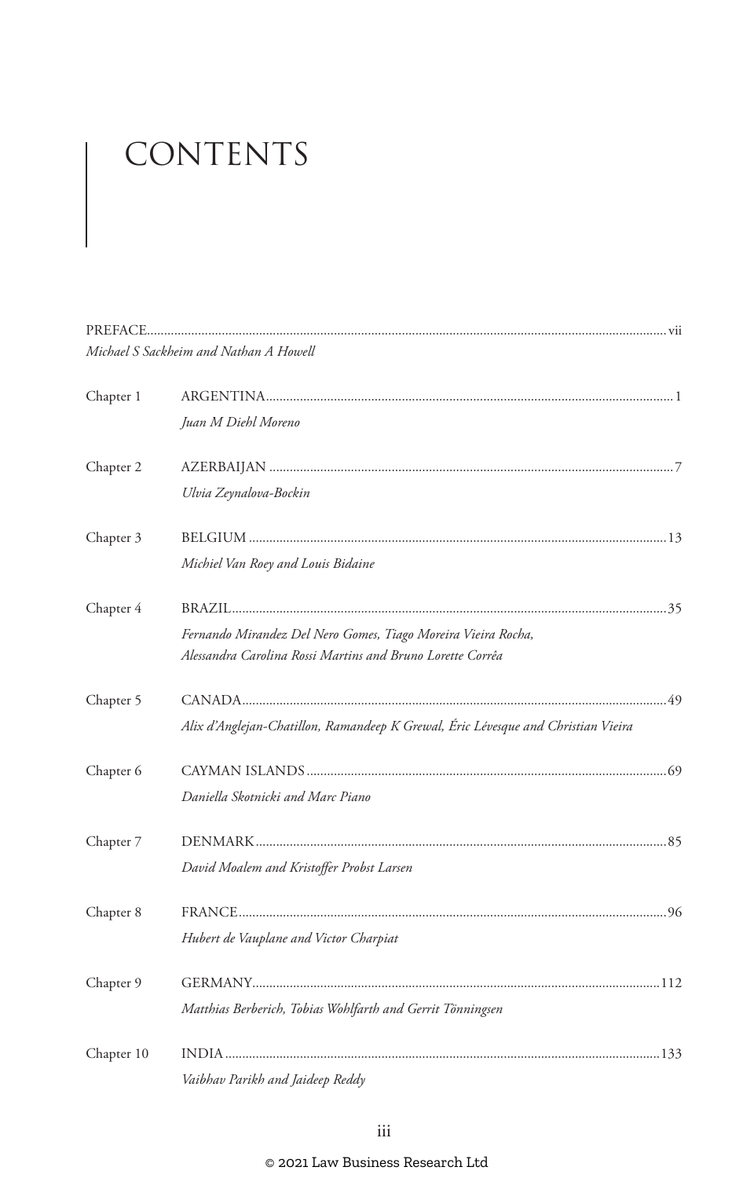# CONTENTS

PREFACE.......... vii
*Michael S Sackheim and Nathan A Howell*

Chapter 1 ARGENTINA.......... 1
*Juan M Diehl Moreno*

Chapter 2 AZERBAIJAN.......... 7
*Ulvia Zeynalova-Bockin*

Chapter 3 BELGIUM.......... 13
*Michiel Van Roey and Louis Bidaine*

Chapter 4 BRAZIL.......... 35
*Fernando Mirandez Del Nero Gomes, Tiago Moreira Vieira Rocha, Alessandra Carolina Rossi Martins and Bruno Lorette Corrêa*

Chapter 5 CANADA.......... 49
*Alix d'Anglejan-Chatillon, Ramandeep K Grewal, Éric Lévesque and Christian Vieira*

Chapter 6 CAYMAN ISLANDS.......... 69
*Daniella Skotnicki and Marc Piano*

Chapter 7 DENMARK.......... 85
*David Moalem and Kristoffer Probst Larsen*

Chapter 8 FRANCE.......... 96
*Hubert de Vauplane and Victor Charpiat*

Chapter 9 GERMANY.......... 112
*Matthias Berberich, Tobias Wohlfarth and Gerrit Tönningsen*

Chapter 10 INDIA.......... 133
*Vaibhav Parikh and Jaideep Reddy*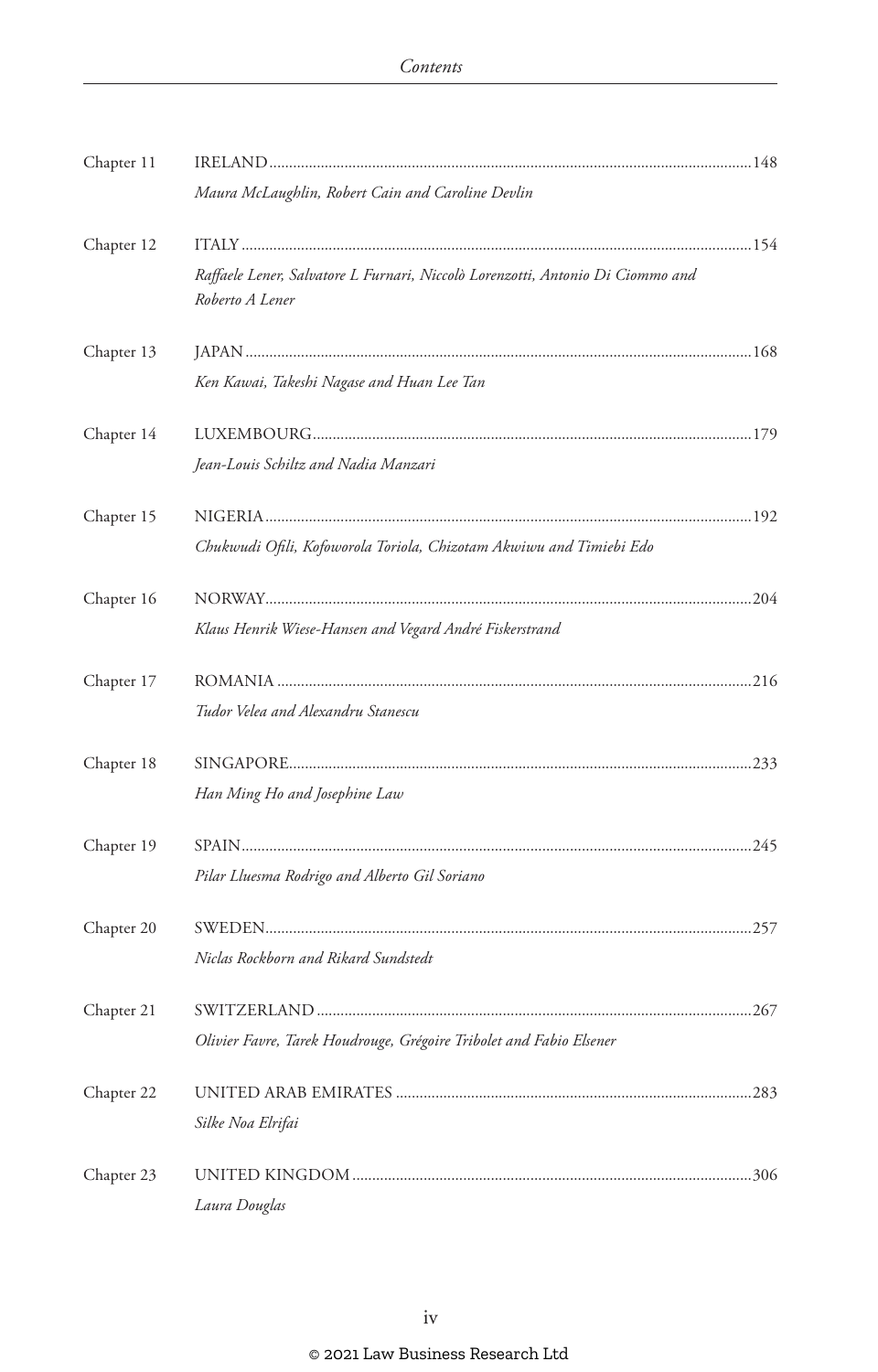| | | |
|---|---|---|
| Chapter 11 | IRELAND<br>*Maura McLaughlin, Robert Cain and Caroline Devlin* | 148 |
| Chapter 12 | ITALY<br>*Raffaele Lener, Salvatore L Furnari, Niccolò Lorenzotti, Antonio Di Ciommo and Roberto A Lener* | 154 |
| Chapter 13 | JAPAN<br>*Ken Kawai, Takeshi Nagase and Huan Lee Tan* | 168 |
| Chapter 14 | LUXEMBOURG<br>*Jean-Louis Schiltz and Nadia Manzari* | 179 |
| Chapter 15 | NIGERIA<br>*Chukwudi Ofili, Kofoworola Toriola, Chizotam Akwiwu and Timiebi Edo* | 192 |
| Chapter 16 | NORWAY<br>*Klaus Henrik Wiese-Hansen and Vegard André Fiskerstrand* | 204 |
| Chapter 17 | ROMANIA<br>*Tudor Velea and Alexandru Stanescu* | 216 |
| Chapter 18 | SINGAPORE<br>*Han Ming Ho and Josephine Law* | 233 |
| Chapter 19 | SPAIN<br>*Pilar Lluesma Rodrigo and Alberto Gil Soriano* | 245 |
| Chapter 20 | SWEDEN<br>*Niclas Rockborn and Rikard Sundstedt* | 257 |
| Chapter 21 | SWITZERLAND<br>*Olivier Favre, Tarek Houdrouge, Grégoire Tribolet and Fabio Elsener* | 267 |
| Chapter 22 | UNITED ARAB EMIRATES<br>*Silke Noa Elrifai* | 283 |
| Chapter 23 | UNITED KINGDOM<br>*Laura Douglas* | 306 |

© 2021 Law Business Research Ltd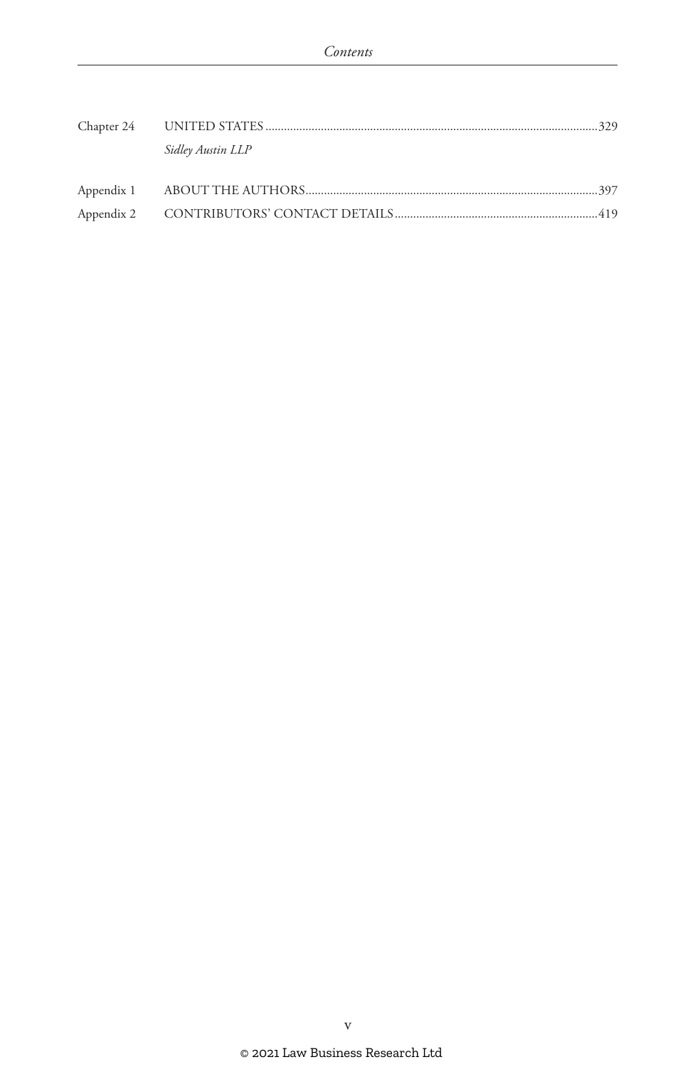Chapter 24 UNITED STATES ..........329
*Sidley Austin LLP*

Appendix 1 ABOUT THE AUTHORS..........397

Appendix 2 CONTRIBUTORS' CONTACT DETAILS..........419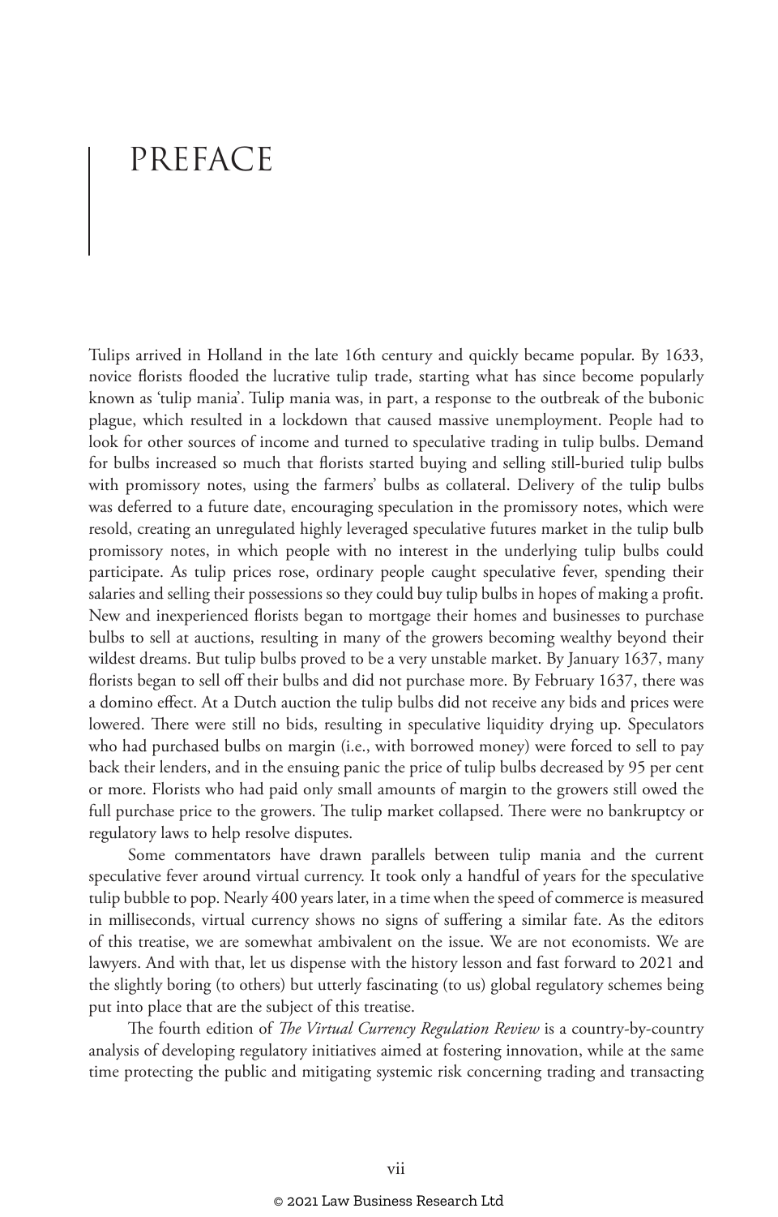# PREFACE

Tulips arrived in Holland in the late 16th century and quickly became popular. By 1633, novice florists flooded the lucrative tulip trade, starting what has since become popularly known as 'tulip mania'. Tulip mania was, in part, a response to the outbreak of the bubonic plague, which resulted in a lockdown that caused massive unemployment. People had to look for other sources of income and turned to speculative trading in tulip bulbs. Demand for bulbs increased so much that florists started buying and selling still-buried tulip bulbs with promissory notes, using the farmers' bulbs as collateral. Delivery of the tulip bulbs was deferred to a future date, encouraging speculation in the promissory notes, which were resold, creating an unregulated highly leveraged speculative futures market in the tulip bulb promissory notes, in which people with no interest in the underlying tulip bulbs could participate. As tulip prices rose, ordinary people caught speculative fever, spending their salaries and selling their possessions so they could buy tulip bulbs in hopes of making a profit. New and inexperienced florists began to mortgage their homes and businesses to purchase bulbs to sell at auctions, resulting in many of the growers becoming wealthy beyond their wildest dreams. But tulip bulbs proved to be a very unstable market. By January 1637, many florists began to sell off their bulbs and did not purchase more. By February 1637, there was a domino effect. At a Dutch auction the tulip bulbs did not receive any bids and prices were lowered. There were still no bids, resulting in speculative liquidity drying up. Speculators who had purchased bulbs on margin (i.e., with borrowed money) were forced to sell to pay back their lenders, and in the ensuing panic the price of tulip bulbs decreased by 95 per cent or more. Florists who had paid only small amounts of margin to the growers still owed the full purchase price to the growers. The tulip market collapsed. There were no bankruptcy or regulatory laws to help resolve disputes.

Some commentators have drawn parallels between tulip mania and the current speculative fever around virtual currency. It took only a handful of years for the speculative tulip bubble to pop. Nearly 400 years later, in a time when the speed of commerce is measured in milliseconds, virtual currency shows no signs of suffering a similar fate. As the editors of this treatise, we are somewhat ambivalent on the issue. We are not economists. We are lawyers. And with that, let us dispense with the history lesson and fast forward to 2021 and the slightly boring (to others) but utterly fascinating (to us) global regulatory schemes being put into place that are the subject of this treatise.

The fourth edition of *The Virtual Currency Regulation Review* is a country-by-country analysis of developing regulatory initiatives aimed at fostering innovation, while at the same time protecting the public and mitigating systemic risk concerning trading and transacting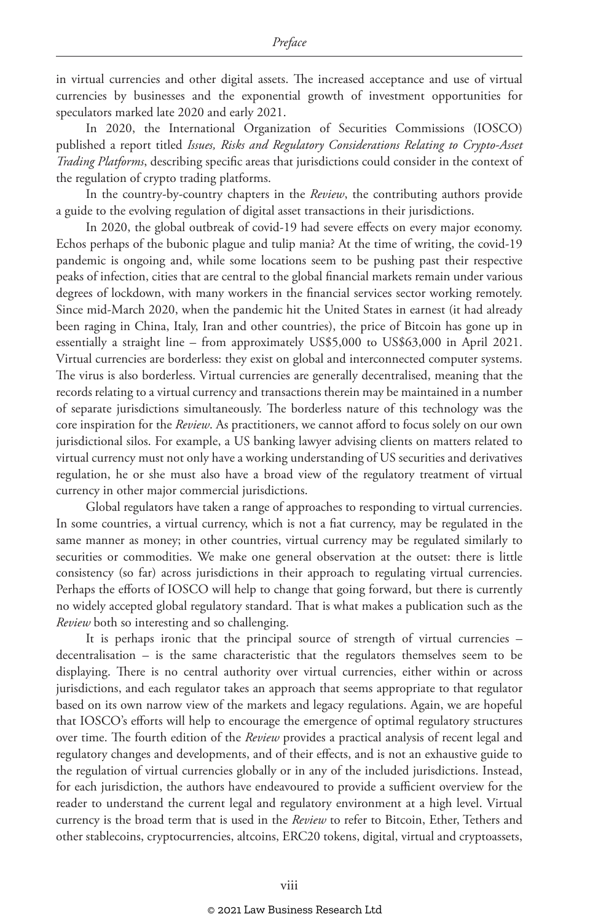in virtual currencies and other digital assets. The increased acceptance and use of virtual currencies by businesses and the exponential growth of investment opportunities for speculators marked late 2020 and early 2021.

In 2020, the International Organization of Securities Commissions (IOSCO) published a report titled *Issues, Risks and Regulatory Considerations Relating to Crypto-Asset Trading Platforms*, describing specific areas that jurisdictions could consider in the context of the regulation of crypto trading platforms.

In the country-by-country chapters in the *Review*, the contributing authors provide a guide to the evolving regulation of digital asset transactions in their jurisdictions.

In 2020, the global outbreak of covid-19 had severe effects on every major economy. Echos perhaps of the bubonic plague and tulip mania? At the time of writing, the covid-19 pandemic is ongoing and, while some locations seem to be pushing past their respective peaks of infection, cities that are central to the global financial markets remain under various degrees of lockdown, with many workers in the financial services sector working remotely. Since mid-March 2020, when the pandemic hit the United States in earnest (it had already been raging in China, Italy, Iran and other countries), the price of Bitcoin has gone up in essentially a straight line – from approximately US$5,000 to US$63,000 in April 2021. Virtual currencies are borderless: they exist on global and interconnected computer systems. The virus is also borderless. Virtual currencies are generally decentralised, meaning that the records relating to a virtual currency and transactions therein may be maintained in a number of separate jurisdictions simultaneously. The borderless nature of this technology was the core inspiration for the *Review*. As practitioners, we cannot afford to focus solely on our own jurisdictional silos. For example, a US banking lawyer advising clients on matters related to virtual currency must not only have a working understanding of US securities and derivatives regulation, he or she must also have a broad view of the regulatory treatment of virtual currency in other major commercial jurisdictions.

Global regulators have taken a range of approaches to responding to virtual currencies. In some countries, a virtual currency, which is not a fiat currency, may be regulated in the same manner as money; in other countries, virtual currency may be regulated similarly to securities or commodities. We make one general observation at the outset: there is little consistency (so far) across jurisdictions in their approach to regulating virtual currencies. Perhaps the efforts of IOSCO will help to change that going forward, but there is currently no widely accepted global regulatory standard. That is what makes a publication such as the *Review* both so interesting and so challenging.

It is perhaps ironic that the principal source of strength of virtual currencies – decentralisation – is the same characteristic that the regulators themselves seem to be displaying. There is no central authority over virtual currencies, either within or across jurisdictions, and each regulator takes an approach that seems appropriate to that regulator based on its own narrow view of the markets and legacy regulations. Again, we are hopeful that IOSCO's efforts will help to encourage the emergence of optimal regulatory structures over time. The fourth edition of the *Review* provides a practical analysis of recent legal and regulatory changes and developments, and of their effects, and is not an exhaustive guide to the regulation of virtual currencies globally or in any of the included jurisdictions. Instead, for each jurisdiction, the authors have endeavoured to provide a sufficient overview for the reader to understand the current legal and regulatory environment at a high level. Virtual currency is the broad term that is used in the *Review* to refer to Bitcoin, Ether, Tethers and other stablecoins, cryptocurrencies, altcoins, ERC20 tokens, digital, virtual and cryptoassets,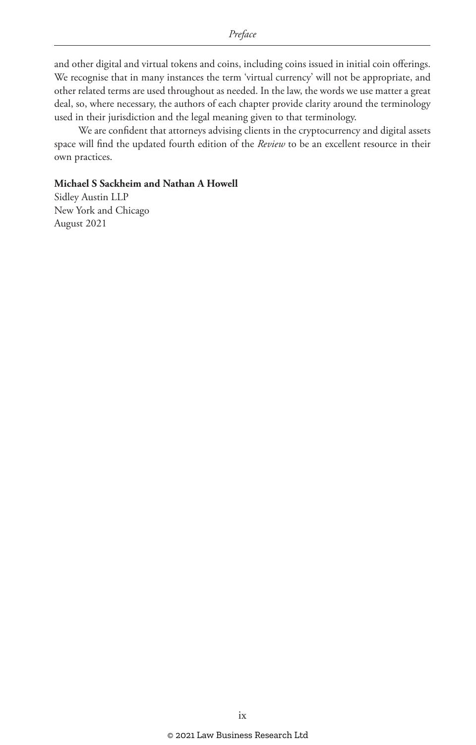and other digital and virtual tokens and coins, including coins issued in initial coin offerings. We recognise that in many instances the term 'virtual currency' will not be appropriate, and other related terms are used throughout as needed. In the law, the words we use matter a great deal, so, where necessary, the authors of each chapter provide clarity around the terminology used in their jurisdiction and the legal meaning given to that terminology.

We are confident that attorneys advising clients in the cryptocurrency and digital assets space will find the updated fourth edition of the *Review* to be an excellent resource in their own practices.

**Michael S Sackheim and Nathan A Howell**
Sidley Austin LLP
New York and Chicago
August 2021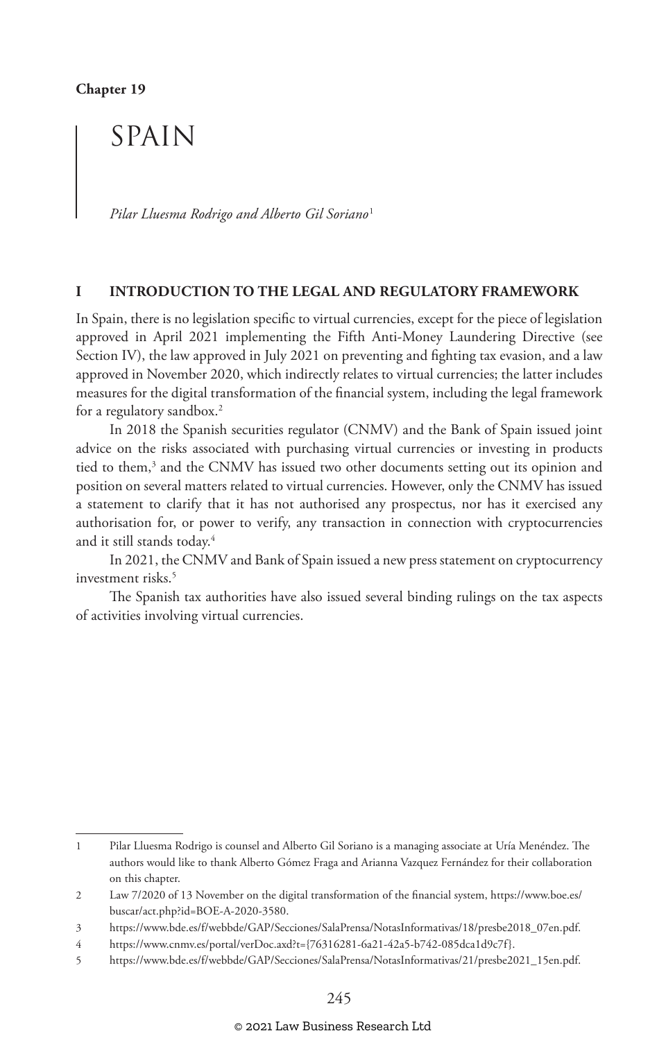Chapter 19

# SPAIN

*Pilar Lluesma Rodrigo and Alberto Gil Soriano*[1]

## I INTRODUCTION TO THE LEGAL AND REGULATORY FRAMEWORK

In Spain, there is no legislation specific to virtual currencies, except for the piece of legislation approved in April 2021 implementing the Fifth Anti-Money Laundering Directive (see Section IV), the law approved in July 2021 on preventing and fighting tax evasion, and a law approved in November 2020, which indirectly relates to virtual currencies; the latter includes measures for the digital transformation of the financial system, including the legal framework for a regulatory sandbox.[2]

In 2018 the Spanish securities regulator (CNMV) and the Bank of Spain issued joint advice on the risks associated with purchasing virtual currencies or investing in products tied to them,[3] and the CNMV has issued two other documents setting out its opinion and position on several matters related to virtual currencies. However, only the CNMV has issued a statement to clarify that it has not authorised any prospectus, nor has it exercised any authorisation for, or power to verify, any transaction in connection with cryptocurrencies and it still stands today.[4]

In 2021, the CNMV and Bank of Spain issued a new press statement on cryptocurrency investment risks.[5]

The Spanish tax authorities have also issued several binding rulings on the tax aspects of activities involving virtual currencies.

---

1 Pilar Lluesma Rodrigo is counsel and Alberto Gil Soriano is a managing associate at Uría Menéndez. The authors would like to thank Alberto Gómez Fraga and Arianna Vazquez Fernández for their collaboration on this chapter.

2 Law 7/2020 of 13 November on the digital transformation of the financial system, https://www.boe.es/buscar/act.php?id=BOE-A-2020-3580.

3 https://www.bde.es/f/webbde/GAP/Secciones/SalaPrensa/NotasInformativas/18/presbe2018_07en.pdf.

4 https://www.cnmv.es/portal/verDoc.axd?t={76316281-6a21-42a5-b742-085dca1d9c7f}.

5 https://www.bde.es/f/webbde/GAP/Secciones/SalaPrensa/NotasInformativas/21/presbe2021_15en.pdf.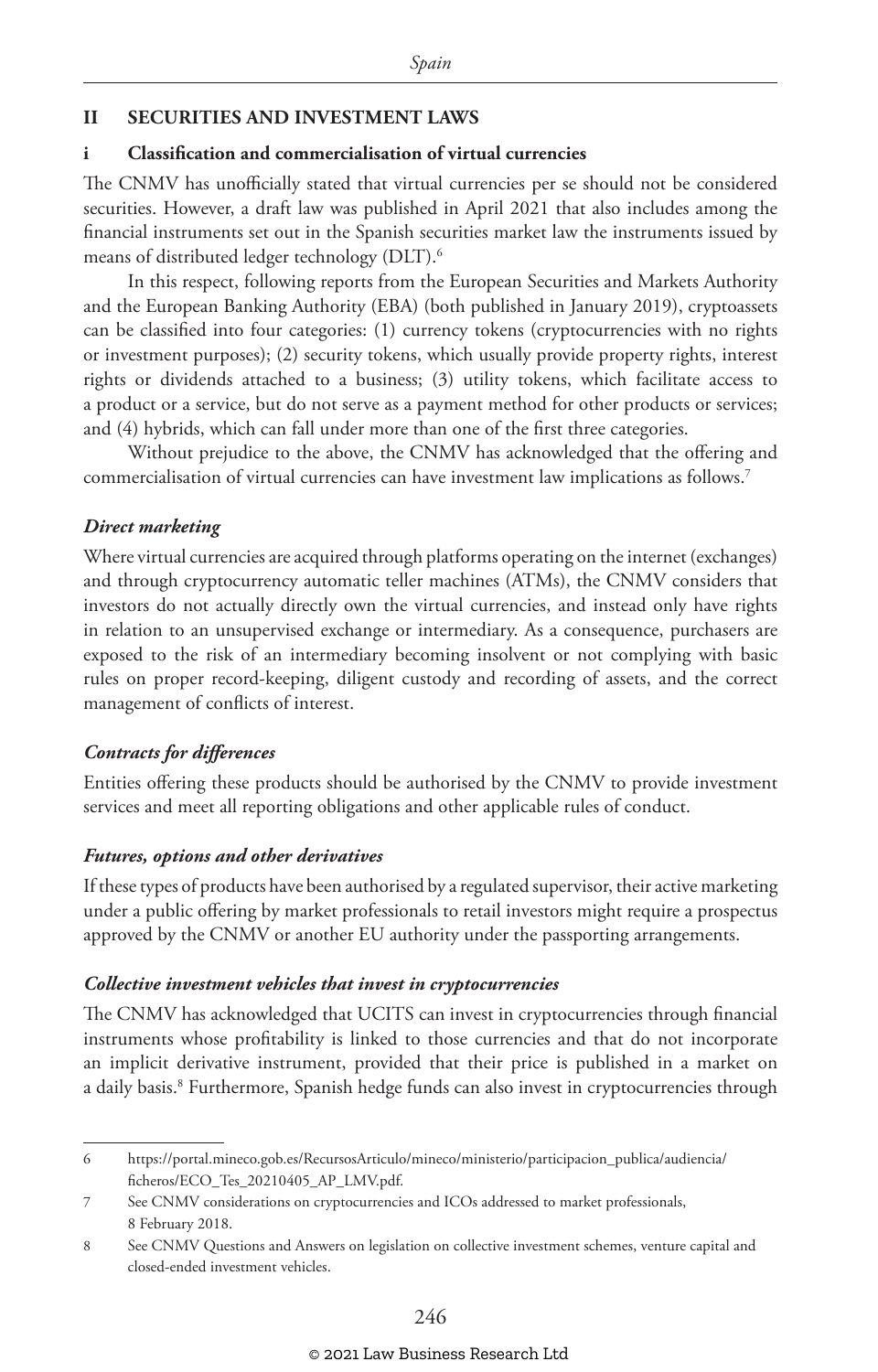## II SECURITIES AND INVESTMENT LAWS

### i Classification and commercialisation of virtual currencies

The CNMV has unofficially stated that virtual currencies per se should not be considered securities. However, a draft law was published in April 2021 that also includes among the financial instruments set out in the Spanish securities market law the instruments issued by means of distributed ledger technology (DLT).[6]

In this respect, following reports from the European Securities and Markets Authority and the European Banking Authority (EBA) (both published in January 2019), cryptoassets can be classified into four categories: (1) currency tokens (cryptocurrencies with no rights or investment purposes); (2) security tokens, which usually provide property rights, interest rights or dividends attached to a business; (3) utility tokens, which facilitate access to a product or a service, but do not serve as a payment method for other products or services; and (4) hybrids, which can fall under more than one of the first three categories.

Without prejudice to the above, the CNMV has acknowledged that the offering and commercialisation of virtual currencies can have investment law implications as follows.[7]

#### *Direct marketing*

Where virtual currencies are acquired through platforms operating on the internet (exchanges) and through cryptocurrency automatic teller machines (ATMs), the CNMV considers that investors do not actually directly own the virtual currencies, and instead only have rights in relation to an unsupervised exchange or intermediary. As a consequence, purchasers are exposed to the risk of an intermediary becoming insolvent or not complying with basic rules on proper record-keeping, diligent custody and recording of assets, and the correct management of conflicts of interest.

#### *Contracts for differences*

Entities offering these products should be authorised by the CNMV to provide investment services and meet all reporting obligations and other applicable rules of conduct.

#### *Futures, options and other derivatives*

If these types of products have been authorised by a regulated supervisor, their active marketing under a public offering by market professionals to retail investors might require a prospectus approved by the CNMV or another EU authority under the passporting arrangements.

#### *Collective investment vehicles that invest in cryptocurrencies*

The CNMV has acknowledged that UCITS can invest in cryptocurrencies through financial instruments whose profitability is linked to those currencies and that do not incorporate an implicit derivative instrument, provided that their price is published in a market on a daily basis.[8] Furthermore, Spanish hedge funds can also invest in cryptocurrencies through

---

6 https://portal.mineco.gob.es/RecursosArticulo/mineco/ministerio/participacion_publica/audiencia/ficheros/ECO_Tes_20210405_AP_LMV.pdf.

7 See CNMV considerations on cryptocurrencies and ICOs addressed to market professionals, 8 February 2018.

8 See CNMV Questions and Answers on legislation on collective investment schemes, venture capital and closed-ended investment vehicles.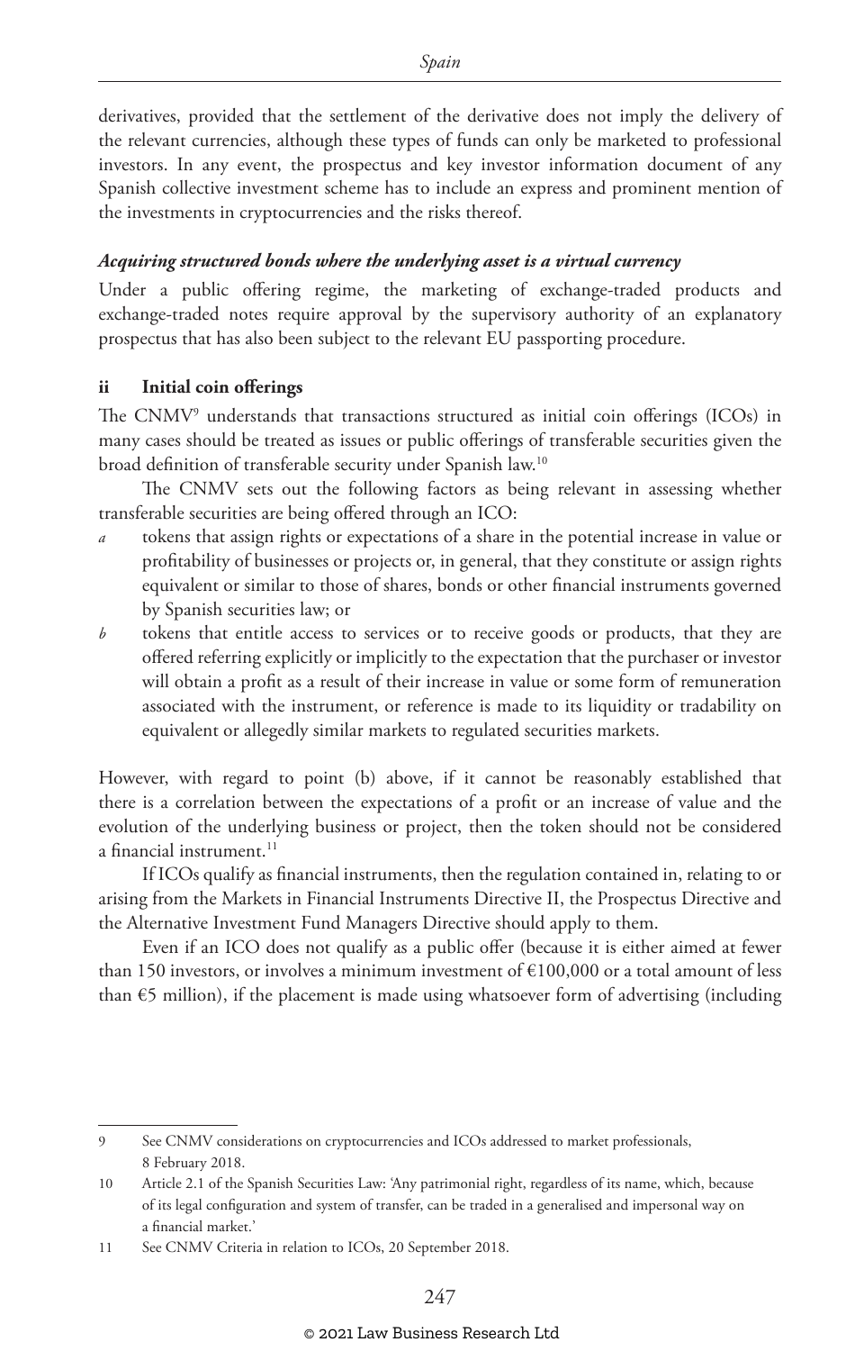derivatives, provided that the settlement of the derivative does not imply the delivery of the relevant currencies, although these types of funds can only be marketed to professional investors. In any event, the prospectus and key investor information document of any Spanish collective investment scheme has to include an express and prominent mention of the investments in cryptocurrencies and the risks thereof.

***Acquiring structured bonds where the underlying asset is a virtual currency***

Under a public offering regime, the marketing of exchange-traded products and exchange-traded notes require approval by the supervisory authority of an explanatory prospectus that has also been subject to the relevant EU passporting procedure.

### ii Initial coin offerings

The CNMV[9] understands that transactions structured as initial coin offerings (ICOs) in many cases should be treated as issues or public offerings of transferable securities given the broad definition of transferable security under Spanish law.[10]

The CNMV sets out the following factors as being relevant in assessing whether transferable securities are being offered through an ICO:

*a* tokens that assign rights or expectations of a share in the potential increase in value or profitability of businesses or projects or, in general, that they constitute or assign rights equivalent or similar to those of shares, bonds or other financial instruments governed by Spanish securities law; or

*b* tokens that entitle access to services or to receive goods or products, that they are offered referring explicitly or implicitly to the expectation that the purchaser or investor will obtain a profit as a result of their increase in value or some form of remuneration associated with the instrument, or reference is made to its liquidity or tradability on equivalent or allegedly similar markets to regulated securities markets.

However, with regard to point (b) above, if it cannot be reasonably established that there is a correlation between the expectations of a profit or an increase of value and the evolution of the underlying business or project, then the token should not be considered a financial instrument.[11]

If ICOs qualify as financial instruments, then the regulation contained in, relating to or arising from the Markets in Financial Instruments Directive II, the Prospectus Directive and the Alternative Investment Fund Managers Directive should apply to them.

Even if an ICO does not qualify as a public offer (because it is either aimed at fewer than 150 investors, or involves a minimum investment of €100,000 or a total amount of less than €5 million), if the placement is made using whatsoever form of advertising (including

---

9 See CNMV considerations on cryptocurrencies and ICOs addressed to market professionals, 8 February 2018.

10 Article 2.1 of the Spanish Securities Law: 'Any patrimonial right, regardless of its name, which, because of its legal configuration and system of transfer, can be traded in a generalised and impersonal way on a financial market.'

11 See CNMV Criteria in relation to ICOs, 20 September 2018.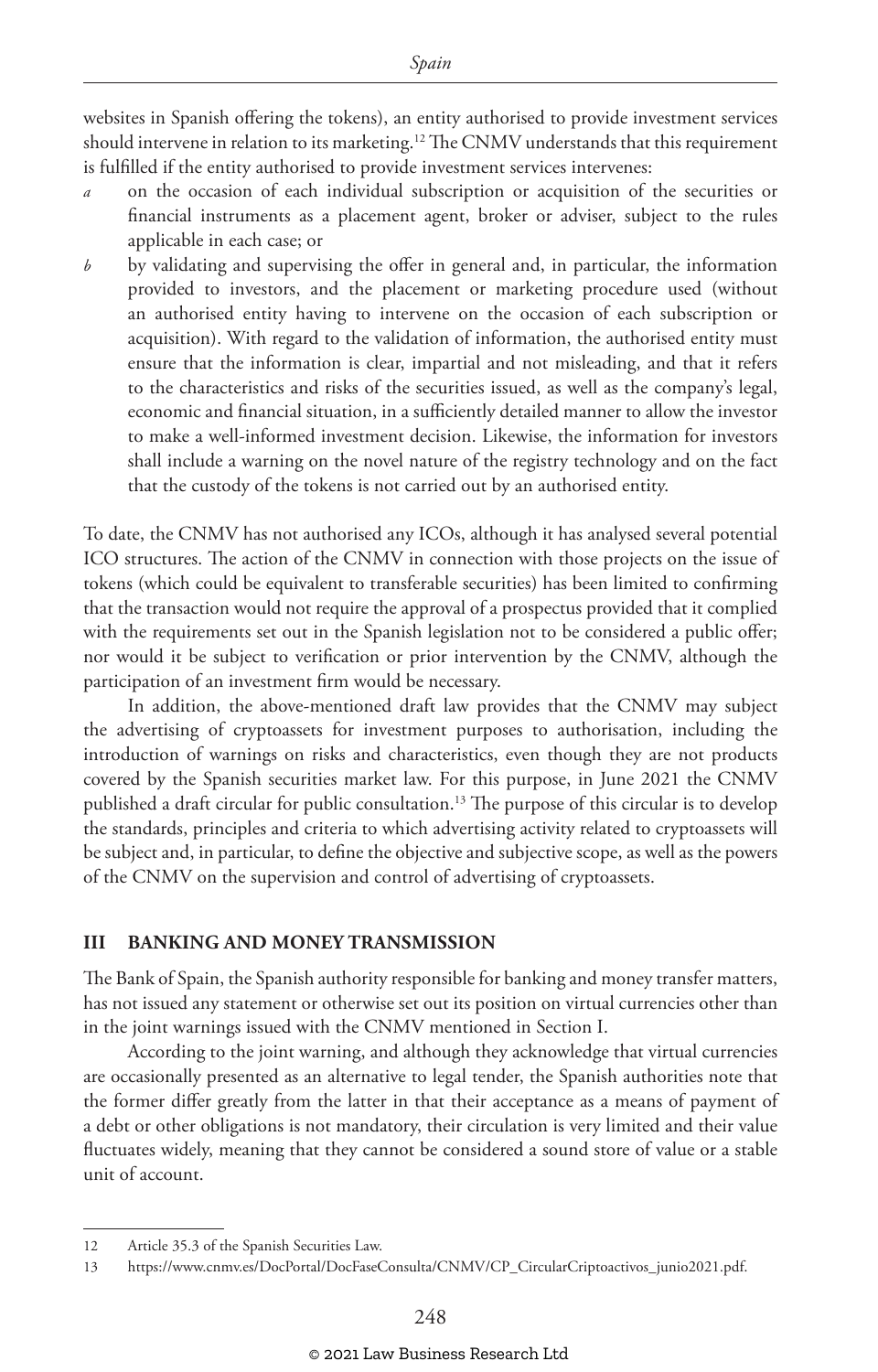websites in Spanish offering the tokens), an entity authorised to provide investment services should intervene in relation to its marketing.[12] The CNMV understands that this requirement is fulfilled if the entity authorised to provide investment services intervenes:

*a* on the occasion of each individual subscription or acquisition of the securities or financial instruments as a placement agent, broker or adviser, subject to the rules applicable in each case; or

*b* by validating and supervising the offer in general and, in particular, the information provided to investors, and the placement or marketing procedure used (without an authorised entity having to intervene on the occasion of each subscription or acquisition). With regard to the validation of information, the authorised entity must ensure that the information is clear, impartial and not misleading, and that it refers to the characteristics and risks of the securities issued, as well as the company's legal, economic and financial situation, in a sufficiently detailed manner to allow the investor to make a well-informed investment decision. Likewise, the information for investors shall include a warning on the novel nature of the registry technology and on the fact that the custody of the tokens is not carried out by an authorised entity.

To date, the CNMV has not authorised any ICOs, although it has analysed several potential ICO structures. The action of the CNMV in connection with those projects on the issue of tokens (which could be equivalent to transferable securities) has been limited to confirming that the transaction would not require the approval of a prospectus provided that it complied with the requirements set out in the Spanish legislation not to be considered a public offer; nor would it be subject to verification or prior intervention by the CNMV, although the participation of an investment firm would be necessary.

In addition, the above-mentioned draft law provides that the CNMV may subject the advertising of cryptoassets for investment purposes to authorisation, including the introduction of warnings on risks and characteristics, even though they are not products covered by the Spanish securities market law. For this purpose, in June 2021 the CNMV published a draft circular for public consultation.[13] The purpose of this circular is to develop the standards, principles and criteria to which advertising activity related to cryptoassets will be subject and, in particular, to define the objective and subjective scope, as well as the powers of the CNMV on the supervision and control of advertising of cryptoassets.

## III BANKING AND MONEY TRANSMISSION

The Bank of Spain, the Spanish authority responsible for banking and money transfer matters, has not issued any statement or otherwise set out its position on virtual currencies other than in the joint warnings issued with the CNMV mentioned in Section I.

According to the joint warning, and although they acknowledge that virtual currencies are occasionally presented as an alternative to legal tender, the Spanish authorities note that the former differ greatly from the latter in that their acceptance as a means of payment of a debt or other obligations is not mandatory, their circulation is very limited and their value fluctuates widely, meaning that they cannot be considered a sound store of value or a stable unit of account.

---

12 Article 35.3 of the Spanish Securities Law.

13 https://www.cnmv.es/DocPortal/DocFaseConsulta/CNMV/CP_CircularCriptoactivos_junio2021.pdf.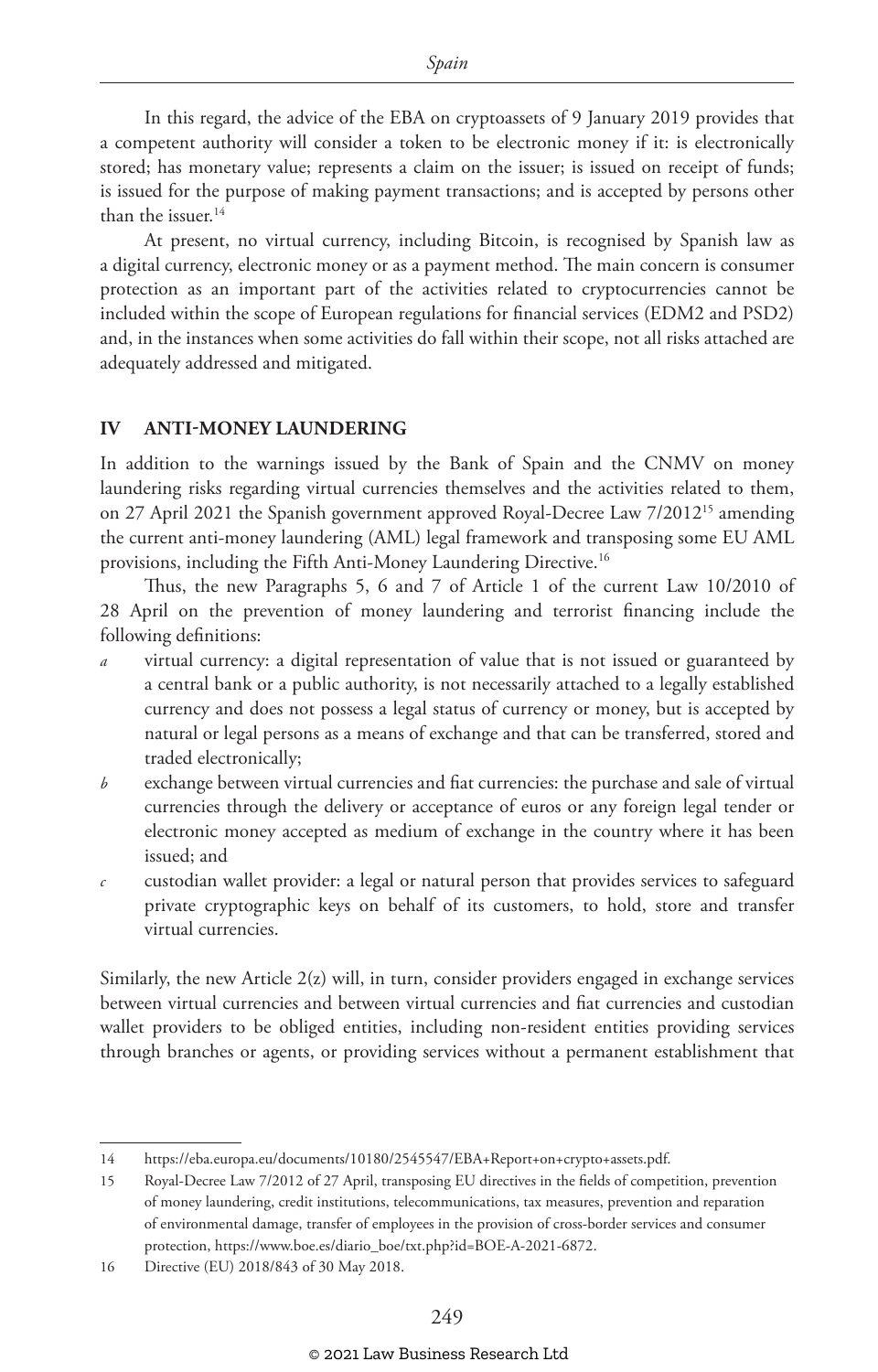In this regard, the advice of the EBA on cryptoassets of 9 January 2019 provides that a competent authority will consider a token to be electronic money if it: is electronically stored; has monetary value; represents a claim on the issuer; is issued on receipt of funds; is issued for the purpose of making payment transactions; and is accepted by persons other than the issuer.[14]

At present, no virtual currency, including Bitcoin, is recognised by Spanish law as a digital currency, electronic money or as a payment method. The main concern is consumer protection as an important part of the activities related to cryptocurrencies cannot be included within the scope of European regulations for financial services (EDM2 and PSD2) and, in the instances when some activities do fall within their scope, not all risks attached are adequately addressed and mitigated.

## IV ANTI-MONEY LAUNDERING

In addition to the warnings issued by the Bank of Spain and the CNMV on money laundering risks regarding virtual currencies themselves and the activities related to them, on 27 April 2021 the Spanish government approved Royal-Decree Law 7/2012[15] amending the current anti-money laundering (AML) legal framework and transposing some EU AML provisions, including the Fifth Anti-Money Laundering Directive.[16]

Thus, the new Paragraphs 5, 6 and 7 of Article 1 of the current Law 10/2010 of 28 April on the prevention of money laundering and terrorist financing include the following definitions:

*a* virtual currency: a digital representation of value that is not issued or guaranteed by a central bank or a public authority, is not necessarily attached to a legally established currency and does not possess a legal status of currency or money, but is accepted by natural or legal persons as a means of exchange and that can be transferred, stored and traded electronically;

*b* exchange between virtual currencies and fiat currencies: the purchase and sale of virtual currencies through the delivery or acceptance of euros or any foreign legal tender or electronic money accepted as medium of exchange in the country where it has been issued; and

*c* custodian wallet provider: a legal or natural person that provides services to safeguard private cryptographic keys on behalf of its customers, to hold, store and transfer virtual currencies.

Similarly, the new Article 2(z) will, in turn, consider providers engaged in exchange services between virtual currencies and between virtual currencies and fiat currencies and custodian wallet providers to be obliged entities, including non-resident entities providing services through branches or agents, or providing services without a permanent establishment that

---

14 https://eba.europa.eu/documents/10180/2545547/EBA+Report+on+crypto+assets.pdf.

15 Royal-Decree Law 7/2012 of 27 April, transposing EU directives in the fields of competition, prevention of money laundering, credit institutions, telecommunications, tax measures, prevention and reparation of environmental damage, transfer of employees in the provision of cross-border services and consumer protection, https://www.boe.es/diario_boe/txt.php?id=BOE-A-2021-6872.

16 Directive (EU) 2018/843 of 30 May 2018.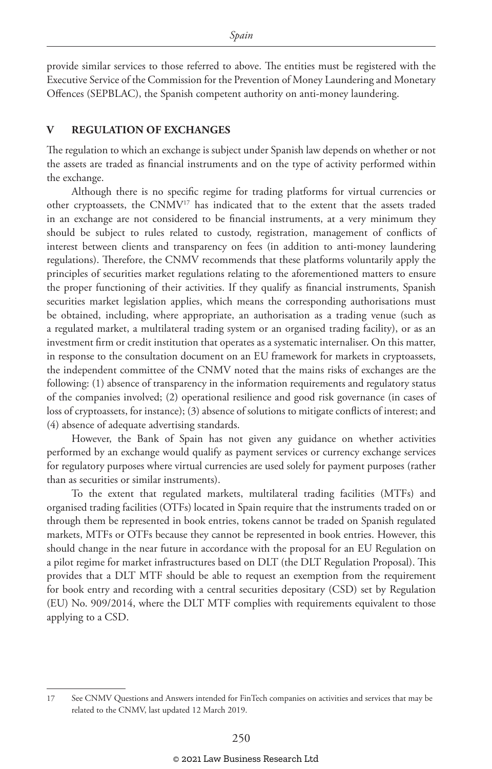provide similar services to those referred to above. The entities must be registered with the Executive Service of the Commission for the Prevention of Money Laundering and Monetary Offences (SEPBLAC), the Spanish competent authority on anti-money laundering.

## V REGULATION OF EXCHANGES

The regulation to which an exchange is subject under Spanish law depends on whether or not the assets are traded as financial instruments and on the type of activity performed within the exchange.

Although there is no specific regime for trading platforms for virtual currencies or other cryptoassets, the CNMV[17] has indicated that to the extent that the assets traded in an exchange are not considered to be financial instruments, at a very minimum they should be subject to rules related to custody, registration, management of conflicts of interest between clients and transparency on fees (in addition to anti-money laundering regulations). Therefore, the CNMV recommends that these platforms voluntarily apply the principles of securities market regulations relating to the aforementioned matters to ensure the proper functioning of their activities. If they qualify as financial instruments, Spanish securities market legislation applies, which means the corresponding authorisations must be obtained, including, where appropriate, an authorisation as a trading venue (such as a regulated market, a multilateral trading system or an organised trading facility), or as an investment firm or credit institution that operates as a systematic internaliser. On this matter, in response to the consultation document on an EU framework for markets in cryptoassets, the independent committee of the CNMV noted that the mains risks of exchanges are the following: (1) absence of transparency in the information requirements and regulatory status of the companies involved; (2) operational resilience and good risk governance (in cases of loss of cryptoassets, for instance); (3) absence of solutions to mitigate conflicts of interest; and (4) absence of adequate advertising standards.

However, the Bank of Spain has not given any guidance on whether activities performed by an exchange would qualify as payment services or currency exchange services for regulatory purposes where virtual currencies are used solely for payment purposes (rather than as securities or similar instruments).

To the extent that regulated markets, multilateral trading facilities (MTFs) and organised trading facilities (OTFs) located in Spain require that the instruments traded on or through them be represented in book entries, tokens cannot be traded on Spanish regulated markets, MTFs or OTFs because they cannot be represented in book entries. However, this should change in the near future in accordance with the proposal for an EU Regulation on a pilot regime for market infrastructures based on DLT (the DLT Regulation Proposal). This provides that a DLT MTF should be able to request an exemption from the requirement for book entry and recording with a central securities depositary (CSD) set by Regulation (EU) No. 909/2014, where the DLT MTF complies with requirements equivalent to those applying to a CSD.

---

17 See CNMV Questions and Answers intended for FinTech companies on activities and services that may be related to the CNMV, last updated 12 March 2019.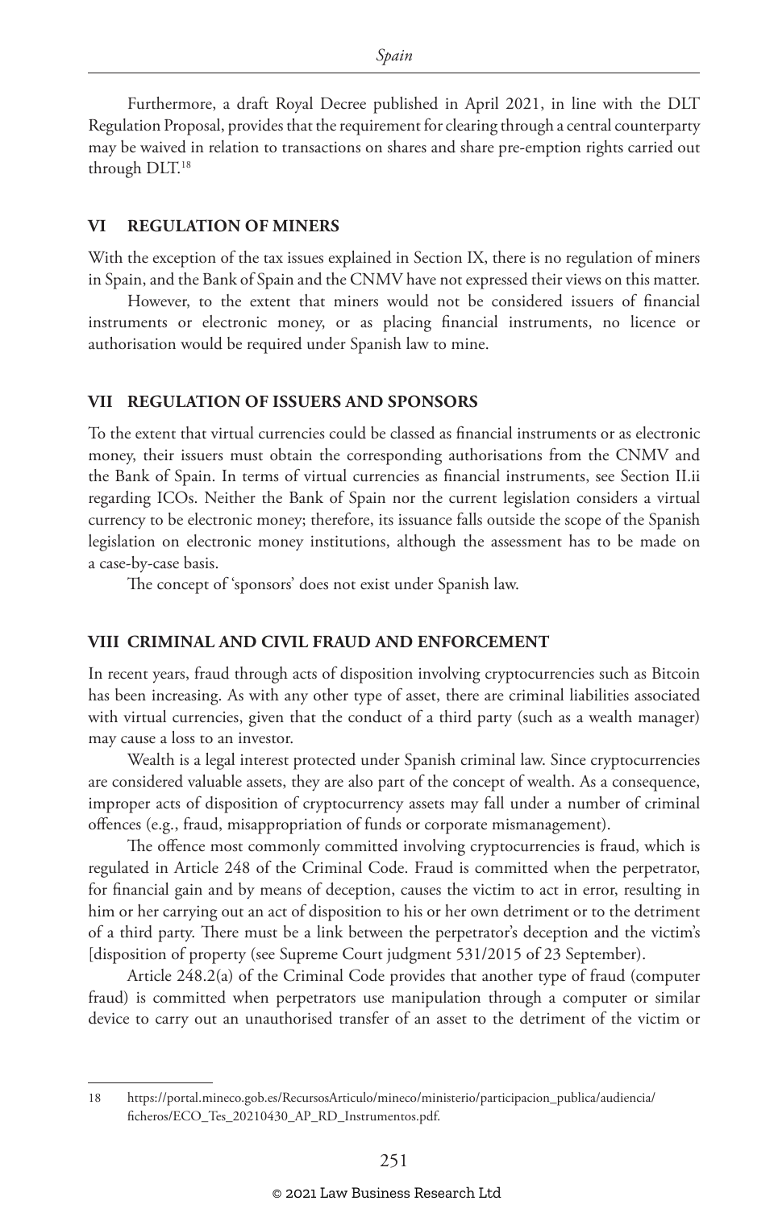Furthermore, a draft Royal Decree published in April 2021, in line with the DLT Regulation Proposal, provides that the requirement for clearing through a central counterparty may be waived in relation to transactions on shares and share pre-emption rights carried out through DLT.[18]

## VI REGULATION OF MINERS

With the exception of the tax issues explained in Section IX, there is no regulation of miners in Spain, and the Bank of Spain and the CNMV have not expressed their views on this matter.

However, to the extent that miners would not be considered issuers of financial instruments or electronic money, or as placing financial instruments, no licence or authorisation would be required under Spanish law to mine.

## VII REGULATION OF ISSUERS AND SPONSORS

To the extent that virtual currencies could be classed as financial instruments or as electronic money, their issuers must obtain the corresponding authorisations from the CNMV and the Bank of Spain. In terms of virtual currencies as financial instruments, see Section II.ii regarding ICOs. Neither the Bank of Spain nor the current legislation considers a virtual currency to be electronic money; therefore, its issuance falls outside the scope of the Spanish legislation on electronic money institutions, although the assessment has to be made on a case-by-case basis.

The concept of 'sponsors' does not exist under Spanish law.

## VIII CRIMINAL AND CIVIL FRAUD AND ENFORCEMENT

In recent years, fraud through acts of disposition involving cryptocurrencies such as Bitcoin has been increasing. As with any other type of asset, there are criminal liabilities associated with virtual currencies, given that the conduct of a third party (such as a wealth manager) may cause a loss to an investor.

Wealth is a legal interest protected under Spanish criminal law. Since cryptocurrencies are considered valuable assets, they are also part of the concept of wealth. As a consequence, improper acts of disposition of cryptocurrency assets may fall under a number of criminal offences (e.g., fraud, misappropriation of funds or corporate mismanagement).

The offence most commonly committed involving cryptocurrencies is fraud, which is regulated in Article 248 of the Criminal Code. Fraud is committed when the perpetrator, for financial gain and by means of deception, causes the victim to act in error, resulting in him or her carrying out an act of disposition to his or her own detriment or to the detriment of a third party. There must be a link between the perpetrator's deception and the victim's [disposition of property (see Supreme Court judgment 531/2015 of 23 September).

Article 248.2(a) of the Criminal Code provides that another type of fraud (computer fraud) is committed when perpetrators use manipulation through a computer or similar device to carry out an unauthorised transfer of an asset to the detriment of the victim or

---

18 https://portal.mineco.gob.es/RecursosArticulo/mineco/ministerio/participacion_publica/audiencia/ficheros/ECO_Tes_20210430_AP_RD_Instrumentos.pdf.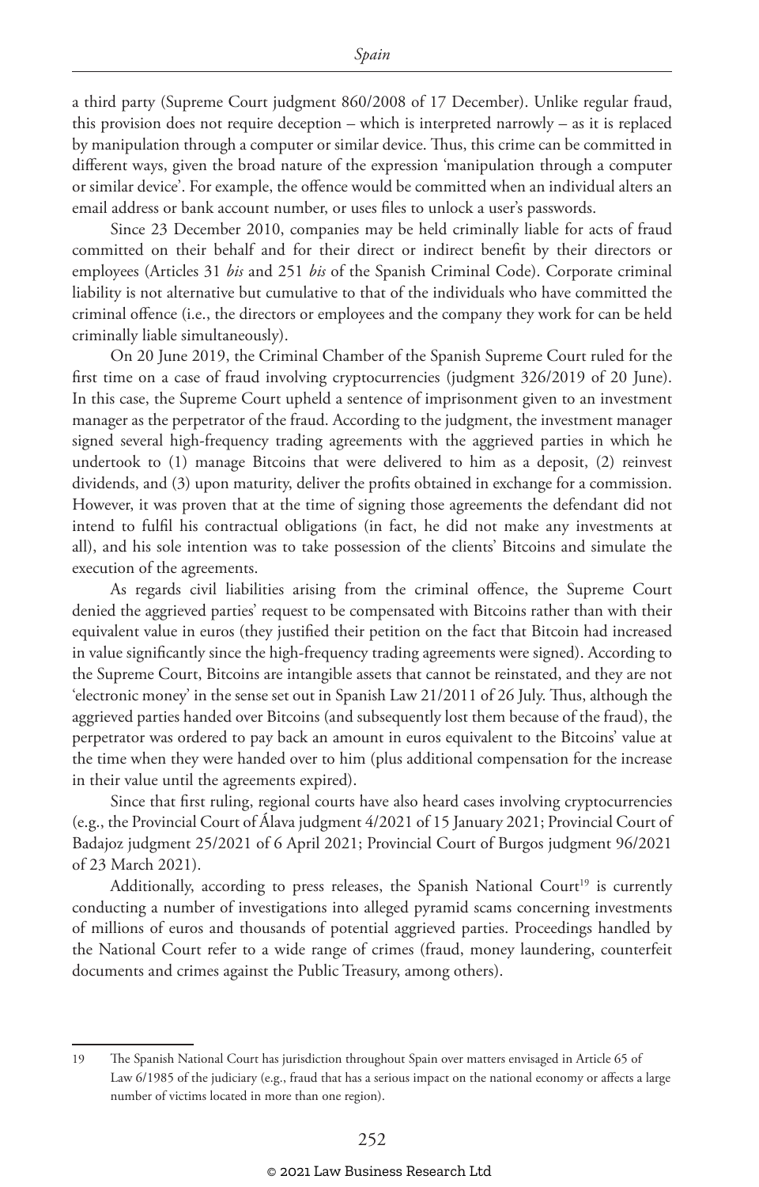a third party (Supreme Court judgment 860/2008 of 17 December). Unlike regular fraud, this provision does not require deception – which is interpreted narrowly – as it is replaced by manipulation through a computer or similar device. Thus, this crime can be committed in different ways, given the broad nature of the expression 'manipulation through a computer or similar device'. For example, the offence would be committed when an individual alters an email address or bank account number, or uses files to unlock a user's passwords.

Since 23 December 2010, companies may be held criminally liable for acts of fraud committed on their behalf and for their direct or indirect benefit by their directors or employees (Articles 31 *bis* and 251 *bis* of the Spanish Criminal Code). Corporate criminal liability is not alternative but cumulative to that of the individuals who have committed the criminal offence (i.e., the directors or employees and the company they work for can be held criminally liable simultaneously).

On 20 June 2019, the Criminal Chamber of the Spanish Supreme Court ruled for the first time on a case of fraud involving cryptocurrencies (judgment 326/2019 of 20 June). In this case, the Supreme Court upheld a sentence of imprisonment given to an investment manager as the perpetrator of the fraud. According to the judgment, the investment manager signed several high-frequency trading agreements with the aggrieved parties in which he undertook to (1) manage Bitcoins that were delivered to him as a deposit, (2) reinvest dividends, and (3) upon maturity, deliver the profits obtained in exchange for a commission. However, it was proven that at the time of signing those agreements the defendant did not intend to fulfil his contractual obligations (in fact, he did not make any investments at all), and his sole intention was to take possession of the clients' Bitcoins and simulate the execution of the agreements.

As regards civil liabilities arising from the criminal offence, the Supreme Court denied the aggrieved parties' request to be compensated with Bitcoins rather than with their equivalent value in euros (they justified their petition on the fact that Bitcoin had increased in value significantly since the high-frequency trading agreements were signed). According to the Supreme Court, Bitcoins are intangible assets that cannot be reinstated, and they are not 'electronic money' in the sense set out in Spanish Law 21/2011 of 26 July. Thus, although the aggrieved parties handed over Bitcoins (and subsequently lost them because of the fraud), the perpetrator was ordered to pay back an amount in euros equivalent to the Bitcoins' value at the time when they were handed over to him (plus additional compensation for the increase in their value until the agreements expired).

Since that first ruling, regional courts have also heard cases involving cryptocurrencies (e.g., the Provincial Court of Álava judgment 4/2021 of 15 January 2021; Provincial Court of Badajoz judgment 25/2021 of 6 April 2021; Provincial Court of Burgos judgment 96/2021 of 23 March 2021).

Additionally, according to press releases, the Spanish National Court[19] is currently conducting a number of investigations into alleged pyramid scams concerning investments of millions of euros and thousands of potential aggrieved parties. Proceedings handled by the National Court refer to a wide range of crimes (fraud, money laundering, counterfeit documents and crimes against the Public Treasury, among others).

---

19 The Spanish National Court has jurisdiction throughout Spain over matters envisaged in Article 65 of Law 6/1985 of the judiciary (e.g., fraud that has a serious impact on the national economy or affects a large number of victims located in more than one region).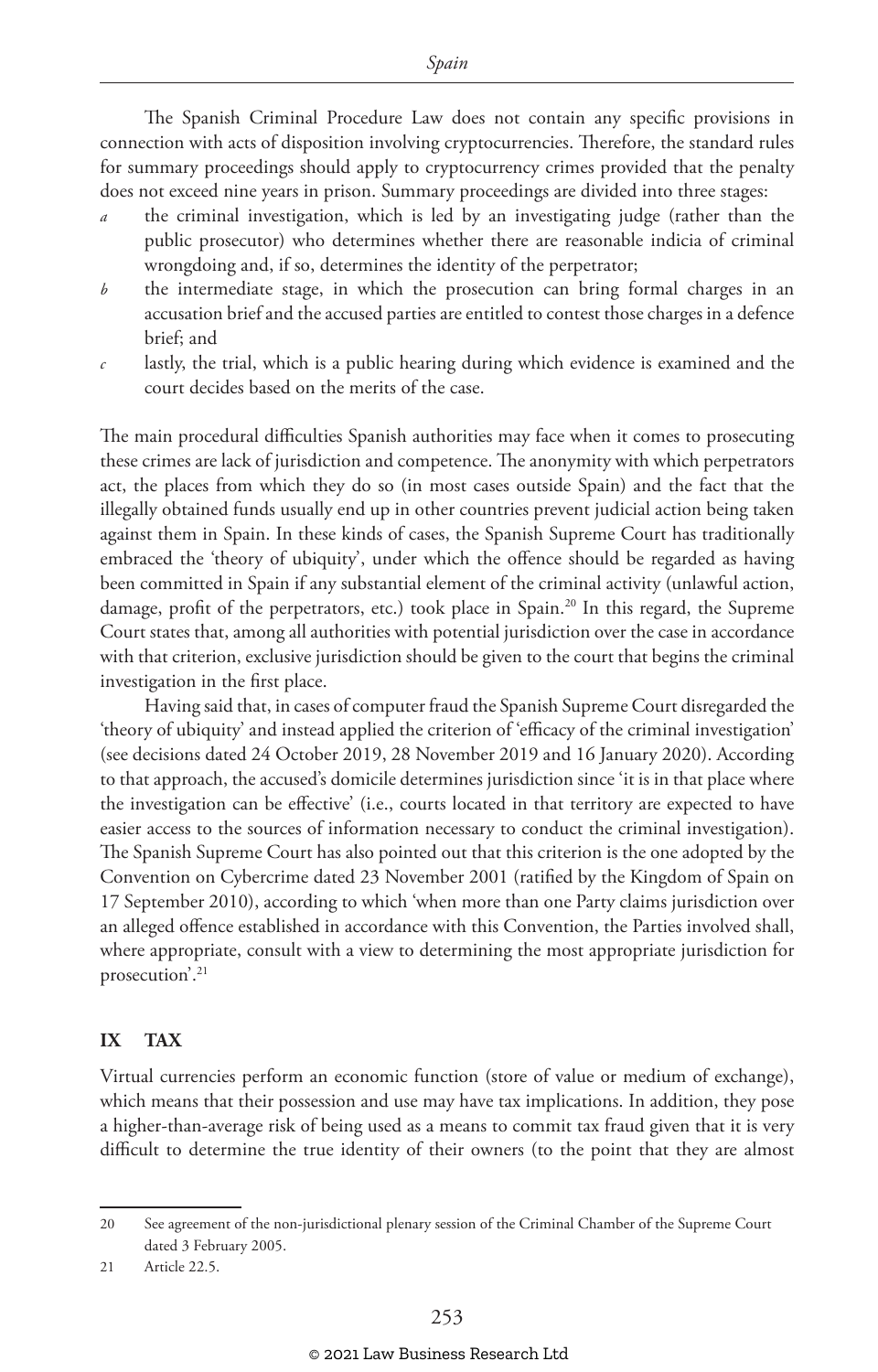The Spanish Criminal Procedure Law does not contain any specific provisions in connection with acts of disposition involving cryptocurrencies. Therefore, the standard rules for summary proceedings should apply to cryptocurrency crimes provided that the penalty does not exceed nine years in prison. Summary proceedings are divided into three stages:

- *a* the criminal investigation, which is led by an investigating judge (rather than the public prosecutor) who determines whether there are reasonable indicia of criminal wrongdoing and, if so, determines the identity of the perpetrator;
- *b* the intermediate stage, in which the prosecution can bring formal charges in an accusation brief and the accused parties are entitled to contest those charges in a defence brief; and
- *c* lastly, the trial, which is a public hearing during which evidence is examined and the court decides based on the merits of the case.

The main procedural difficulties Spanish authorities may face when it comes to prosecuting these crimes are lack of jurisdiction and competence. The anonymity with which perpetrators act, the places from which they do so (in most cases outside Spain) and the fact that the illegally obtained funds usually end up in other countries prevent judicial action being taken against them in Spain. In these kinds of cases, the Spanish Supreme Court has traditionally embraced the 'theory of ubiquity', under which the offence should be regarded as having been committed in Spain if any substantial element of the criminal activity (unlawful action, damage, profit of the perpetrators, etc.) took place in Spain.[20] In this regard, the Supreme Court states that, among all authorities with potential jurisdiction over the case in accordance with that criterion, exclusive jurisdiction should be given to the court that begins the criminal investigation in the first place.

Having said that, in cases of computer fraud the Spanish Supreme Court disregarded the 'theory of ubiquity' and instead applied the criterion of 'efficacy of the criminal investigation' (see decisions dated 24 October 2019, 28 November 2019 and 16 January 2020). According to that approach, the accused's domicile determines jurisdiction since 'it is in that place where the investigation can be effective' (i.e., courts located in that territory are expected to have easier access to the sources of information necessary to conduct the criminal investigation). The Spanish Supreme Court has also pointed out that this criterion is the one adopted by the Convention on Cybercrime dated 23 November 2001 (ratified by the Kingdom of Spain on 17 September 2010), according to which 'when more than one Party claims jurisdiction over an alleged offence established in accordance with this Convention, the Parties involved shall, where appropriate, consult with a view to determining the most appropriate jurisdiction for prosecution'.[21]

## IX TAX

Virtual currencies perform an economic function (store of value or medium of exchange), which means that their possession and use may have tax implications. In addition, they pose a higher-than-average risk of being used as a means to commit tax fraud given that it is very difficult to determine the true identity of their owners (to the point that they are almost

---

20 See agreement of the non-jurisdictional plenary session of the Criminal Chamber of the Supreme Court dated 3 February 2005.

21 Article 22.5.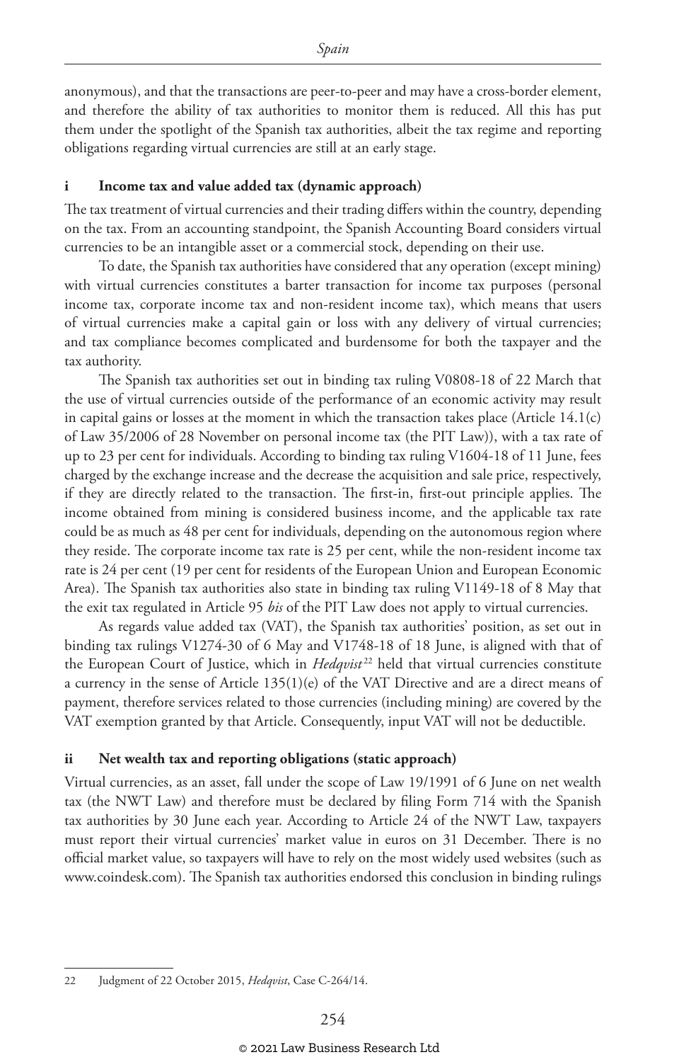anonymous), and that the transactions are peer-to-peer and may have a cross-border element, and therefore the ability of tax authorities to monitor them is reduced. All this has put them under the spotlight of the Spanish tax authorities, albeit the tax regime and reporting obligations regarding virtual currencies are still at an early stage.

### i Income tax and value added tax (dynamic approach)

The tax treatment of virtual currencies and their trading differs within the country, depending on the tax. From an accounting standpoint, the Spanish Accounting Board considers virtual currencies to be an intangible asset or a commercial stock, depending on their use.

To date, the Spanish tax authorities have considered that any operation (except mining) with virtual currencies constitutes a barter transaction for income tax purposes (personal income tax, corporate income tax and non-resident income tax), which means that users of virtual currencies make a capital gain or loss with any delivery of virtual currencies; and tax compliance becomes complicated and burdensome for both the taxpayer and the tax authority.

The Spanish tax authorities set out in binding tax ruling V0808-18 of 22 March that the use of virtual currencies outside of the performance of an economic activity may result in capital gains or losses at the moment in which the transaction takes place (Article 14.1(c) of Law 35/2006 of 28 November on personal income tax (the PIT Law)), with a tax rate of up to 23 per cent for individuals. According to binding tax ruling V1604-18 of 11 June, fees charged by the exchange increase and the decrease the acquisition and sale price, respectively, if they are directly related to the transaction. The first-in, first-out principle applies. The income obtained from mining is considered business income, and the applicable tax rate could be as much as 48 per cent for individuals, depending on the autonomous region where they reside. The corporate income tax rate is 25 per cent, while the non-resident income tax rate is 24 per cent (19 per cent for residents of the European Union and European Economic Area). The Spanish tax authorities also state in binding tax ruling V1149-18 of 8 May that the exit tax regulated in Article 95 *bis* of the PIT Law does not apply to virtual currencies.

As regards value added tax (VAT), the Spanish tax authorities' position, as set out in binding tax rulings V1274-30 of 6 May and V1748-18 of 18 June, is aligned with that of the European Court of Justice, which in *Hedqvist*[22] held that virtual currencies constitute a currency in the sense of Article 135(1)(e) of the VAT Directive and are a direct means of payment, therefore services related to those currencies (including mining) are covered by the VAT exemption granted by that Article. Consequently, input VAT will not be deductible.

### ii Net wealth tax and reporting obligations (static approach)

Virtual currencies, as an asset, fall under the scope of Law 19/1991 of 6 June on net wealth tax (the NWT Law) and therefore must be declared by filing Form 714 with the Spanish tax authorities by 30 June each year. According to Article 24 of the NWT Law, taxpayers must report their virtual currencies' market value in euros on 31 December. There is no official market value, so taxpayers will have to rely on the most widely used websites (such as www.coindesk.com). The Spanish tax authorities endorsed this conclusion in binding rulings

---

22 Judgment of 22 October 2015, *Hedqvist*, Case C-264/14.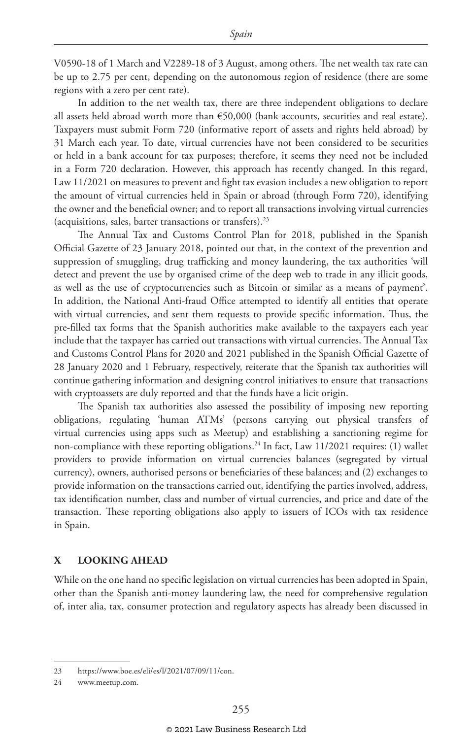V0590-18 of 1 March and V2289-18 of 3 August, among others. The net wealth tax rate can be up to 2.75 per cent, depending on the autonomous region of residence (there are some regions with a zero per cent rate).

In addition to the net wealth tax, there are three independent obligations to declare all assets held abroad worth more than €50,000 (bank accounts, securities and real estate). Taxpayers must submit Form 720 (informative report of assets and rights held abroad) by 31 March each year. To date, virtual currencies have not been considered to be securities or held in a bank account for tax purposes; therefore, it seems they need not be included in a Form 720 declaration. However, this approach has recently changed. In this regard, Law 11/2021 on measures to prevent and fight tax evasion includes a new obligation to report the amount of virtual currencies held in Spain or abroad (through Form 720), identifying the owner and the beneficial owner; and to report all transactions involving virtual currencies (acquisitions, sales, barter transactions or transfers).[23]

The Annual Tax and Customs Control Plan for 2018, published in the Spanish Official Gazette of 23 January 2018, pointed out that, in the context of the prevention and suppression of smuggling, drug trafficking and money laundering, the tax authorities 'will detect and prevent the use by organised crime of the deep web to trade in any illicit goods, as well as the use of cryptocurrencies such as Bitcoin or similar as a means of payment'. In addition, the National Anti-fraud Office attempted to identify all entities that operate with virtual currencies, and sent them requests to provide specific information. Thus, the pre-filled tax forms that the Spanish authorities make available to the taxpayers each year include that the taxpayer has carried out transactions with virtual currencies. The Annual Tax and Customs Control Plans for 2020 and 2021 published in the Spanish Official Gazette of 28 January 2020 and 1 February, respectively, reiterate that the Spanish tax authorities will continue gathering information and designing control initiatives to ensure that transactions with cryptoassets are duly reported and that the funds have a licit origin.

The Spanish tax authorities also assessed the possibility of imposing new reporting obligations, regulating 'human ATMs' (persons carrying out physical transfers of virtual currencies using apps such as Meetup) and establishing a sanctioning regime for non-compliance with these reporting obligations.[24] In fact, Law 11/2021 requires: (1) wallet providers to provide information on virtual currencies balances (segregated by virtual currency), owners, authorised persons or beneficiaries of these balances; and (2) exchanges to provide information on the transactions carried out, identifying the parties involved, address, tax identification number, class and number of virtual currencies, and price and date of the transaction. These reporting obligations also apply to issuers of ICOs with tax residence in Spain.

## X LOOKING AHEAD

While on the one hand no specific legislation on virtual currencies has been adopted in Spain, other than the Spanish anti-money laundering law, the need for comprehensive regulation of, inter alia, tax, consumer protection and regulatory aspects has already been discussed in

---

23 https://www.boe.es/eli/es/l/2021/07/09/11/con.

24 www.meetup.com.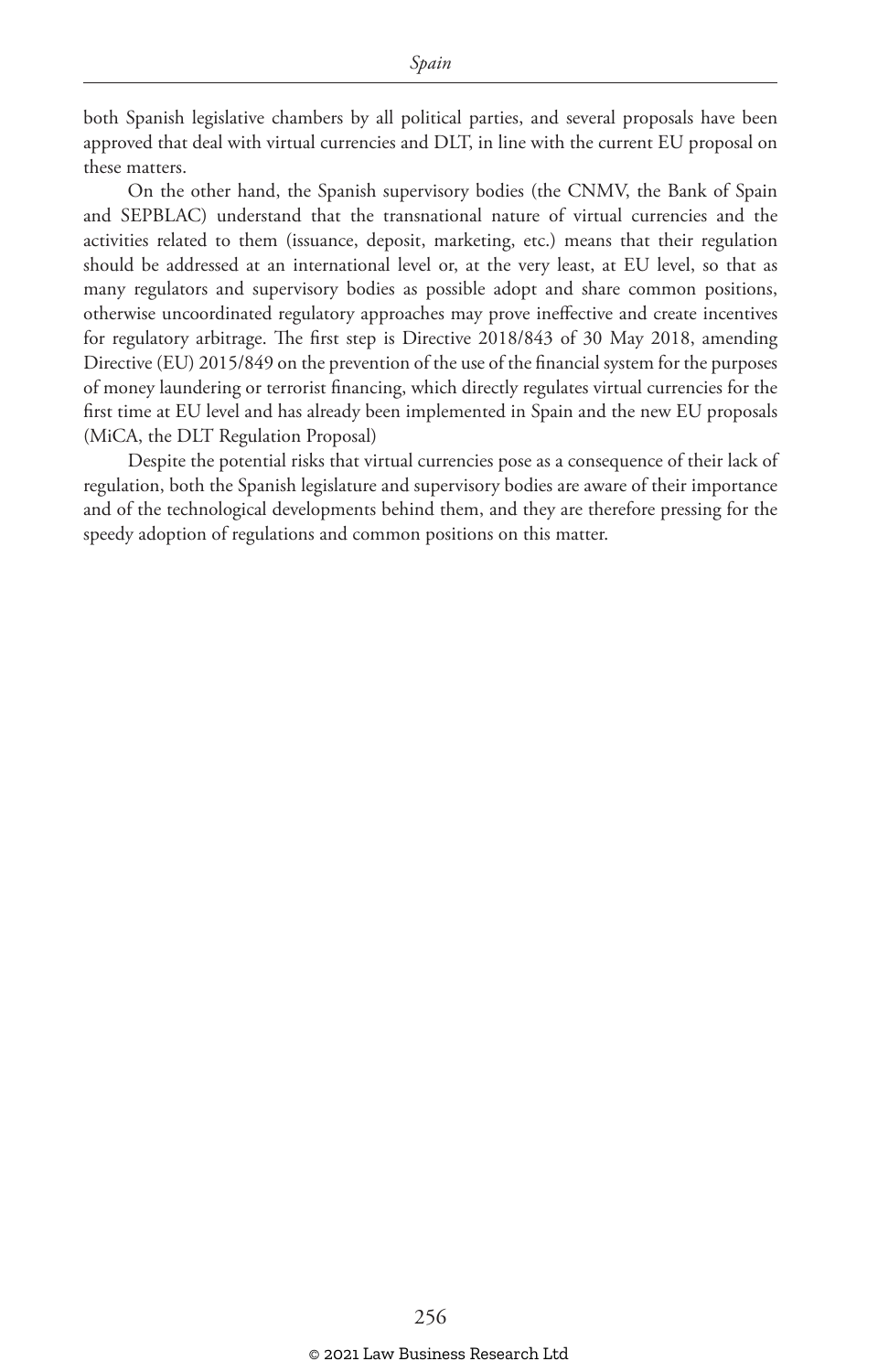both Spanish legislative chambers by all political parties, and several proposals have been approved that deal with virtual currencies and DLT, in line with the current EU proposal on these matters.

On the other hand, the Spanish supervisory bodies (the CNMV, the Bank of Spain and SEPBLAC) understand that the transnational nature of virtual currencies and the activities related to them (issuance, deposit, marketing, etc.) means that their regulation should be addressed at an international level or, at the very least, at EU level, so that as many regulators and supervisory bodies as possible adopt and share common positions, otherwise uncoordinated regulatory approaches may prove ineffective and create incentives for regulatory arbitrage. The first step is Directive 2018/843 of 30 May 2018, amending Directive (EU) 2015/849 on the prevention of the use of the financial system for the purposes of money laundering or terrorist financing, which directly regulates virtual currencies for the first time at EU level and has already been implemented in Spain and the new EU proposals (MiCA, the DLT Regulation Proposal)

Despite the potential risks that virtual currencies pose as a consequence of their lack of regulation, both the Spanish legislature and supervisory bodies are aware of their importance and of the technological developments behind them, and they are therefore pressing for the speedy adoption of regulations and common positions on this matter.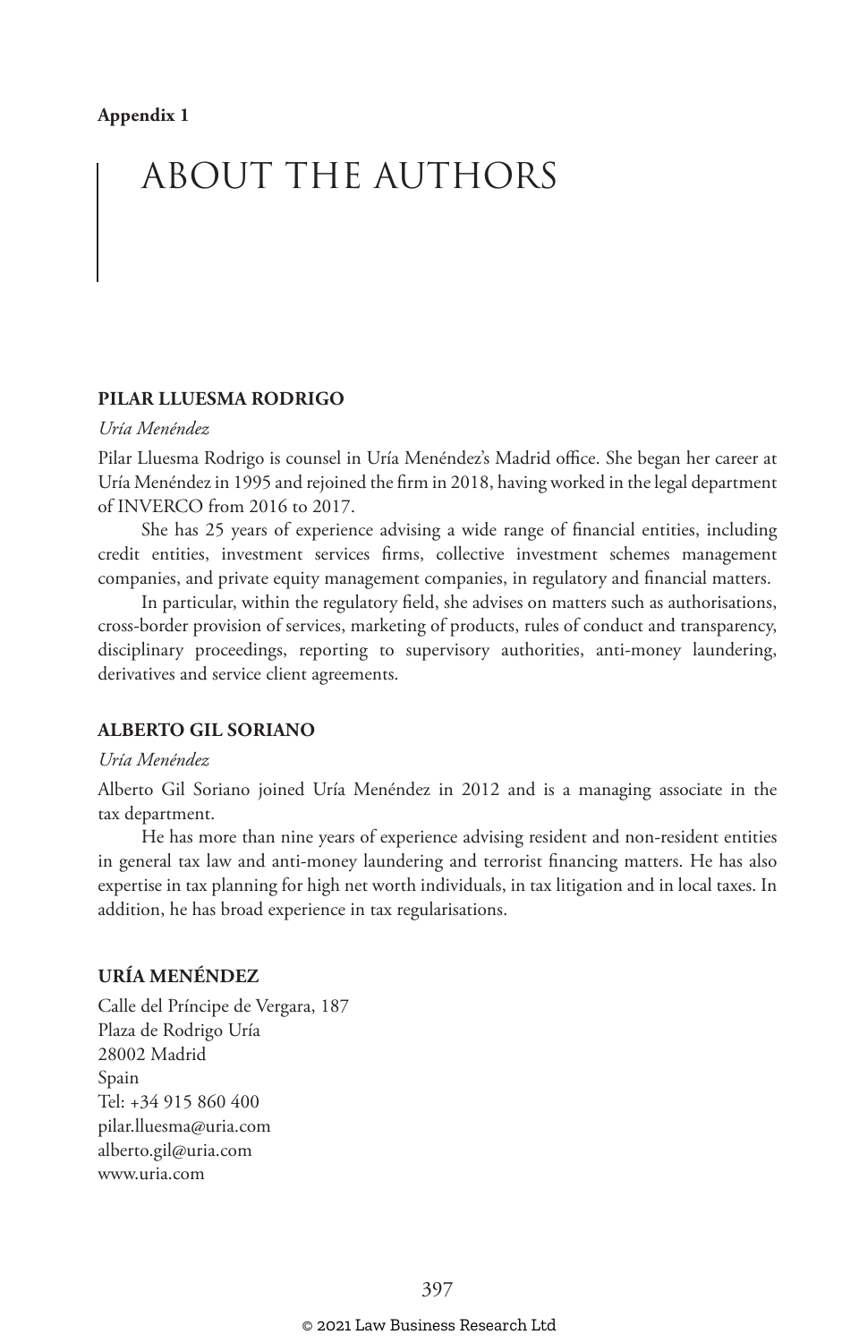**Appendix 1**

# ABOUT THE AUTHORS

## PILAR LLUESMA RODRIGO

*Uría Menéndez*

Pilar Lluesma Rodrigo is counsel in Uría Menéndez's Madrid office. She began her career at Uría Menéndez in 1995 and rejoined the firm in 2018, having worked in the legal department of INVERCO from 2016 to 2017.

She has 25 years of experience advising a wide range of financial entities, including credit entities, investment services firms, collective investment schemes management companies, and private equity management companies, in regulatory and financial matters.

In particular, within the regulatory field, she advises on matters such as authorisations, cross-border provision of services, marketing of products, rules of conduct and transparency, disciplinary proceedings, reporting to supervisory authorities, anti-money laundering, derivatives and service client agreements.

## ALBERTO GIL SORIANO

*Uría Menéndez*

Alberto Gil Soriano joined Uría Menéndez in 2012 and is a managing associate in the tax department.

He has more than nine years of experience advising resident and non-resident entities in general tax law and anti-money laundering and terrorist financing matters. He has also expertise in tax planning for high net worth individuals, in tax litigation and in local taxes. In addition, he has broad experience in tax regularisations.

## URÍA MENÉNDEZ

Calle del Príncipe de Vergara, 187
Plaza de Rodrigo Uría
28002 Madrid
Spain
Tel: +34 915 860 400
pilar.lluesma@uria.com
alberto.gil@uria.com
www.uria.com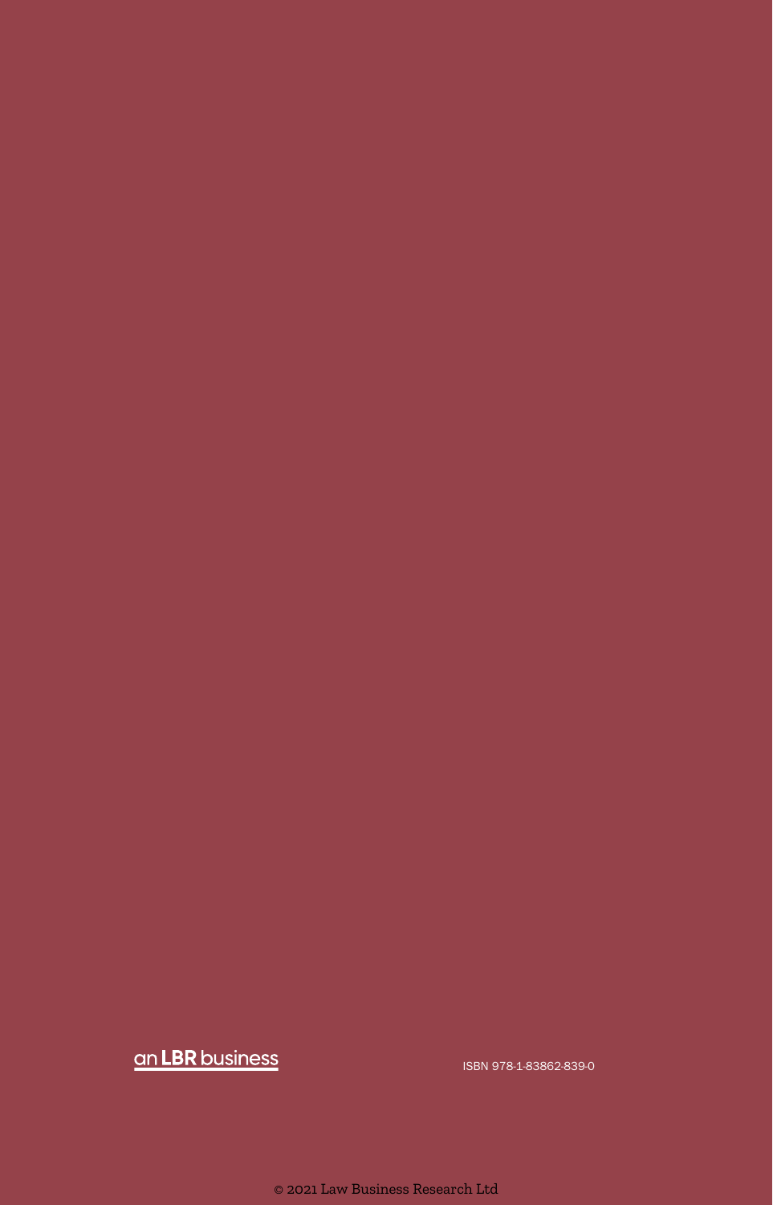an LBR business

ISBN 978-1-83862-839-0

© 2021 Law Business Research Ltd